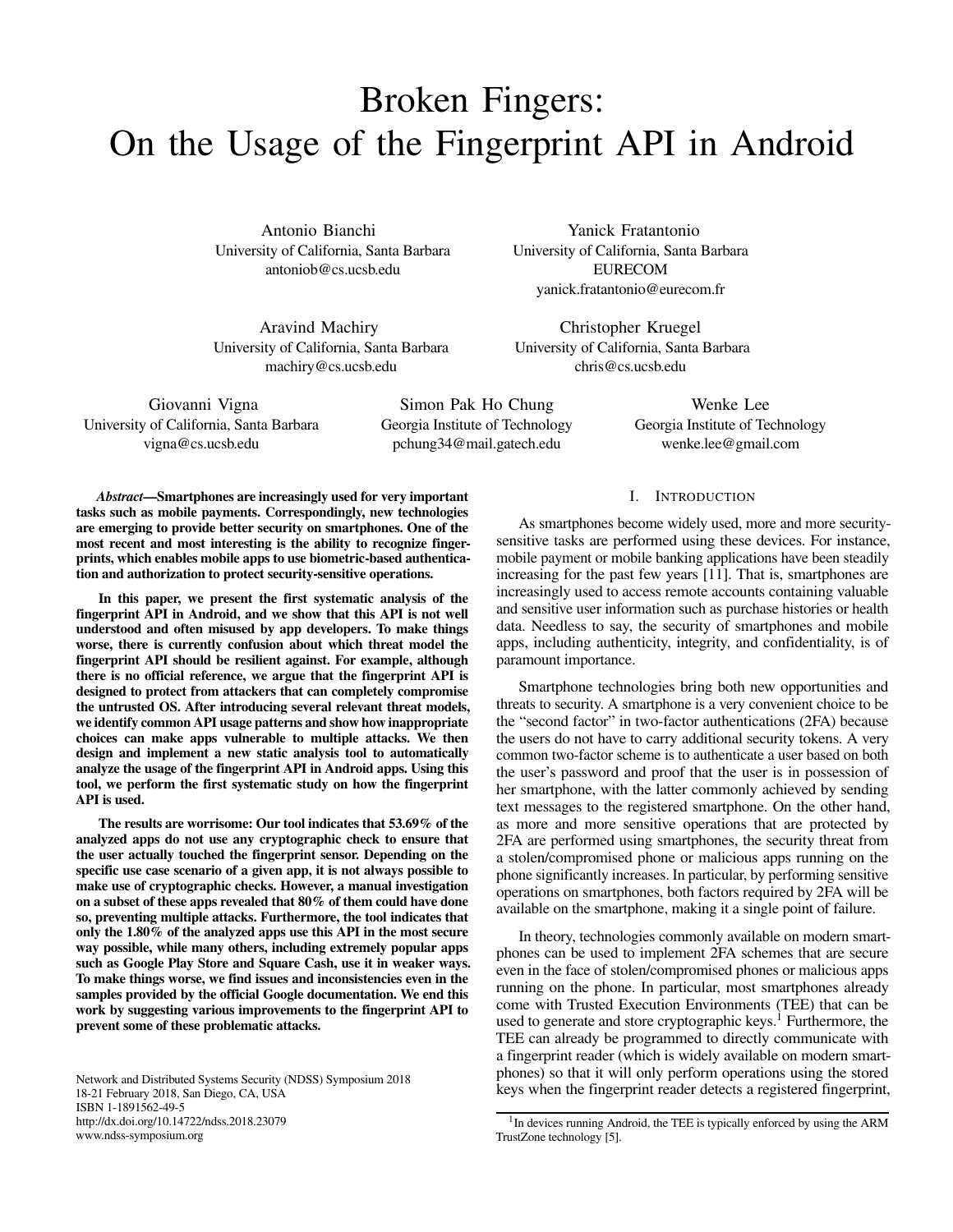# Broken Fingers: On the Usage of the Fingerprint API in Android

Antonio Bianchi
University of California, Santa Barbara
antoniob@cs.ucsb.edu

Yanick Fratantonio
University of California, Santa Barbara
EURECOM
yanick.fratantonio@eurecom.fr

Aravind Machiry
University of California, Santa Barbara
machiry@cs.ucsb.edu

Christopher Kruegel
University of California, Santa Barbara
chris@cs.ucsb.edu

Giovanni Vigna
University of California, Santa Barbara
vigna@cs.ucsb.edu

Simon Pak Ho Chung
Georgia Institute of Technology
pchung34@mail.gatech.edu

Wenke Lee
Georgia Institute of Technology
wenke.lee@gmail.com

***Abstract*—Smartphones are increasingly used for very important tasks such as mobile payments. Correspondingly, new technologies are emerging to provide better security on smartphones. One of the most recent and most interesting is the ability to recognize fingerprints, which enables mobile apps to use biometric-based authentication and authorization to protect security-sensitive operations.**

**In this paper, we present the first systematic analysis of the fingerprint API in Android, and we show that this API is not well understood and often misused by app developers. To make things worse, there is currently confusion about which threat model the fingerprint API should be resilient against. For example, although there is no official reference, we argue that the fingerprint API is designed to protect from attackers that can completely compromise the untrusted OS. After introducing several relevant threat models, we identify common API usage patterns and show how inappropriate choices can make apps vulnerable to multiple attacks. We then design and implement a new static analysis tool to automatically analyze the usage of the fingerprint API in Android apps. Using this tool, we perform the first systematic study on how the fingerprint API is used.**

**The results are worrisome: Our tool indicates that 53.69% of the analyzed apps do not use any cryptographic check to ensure that the user actually touched the fingerprint sensor. Depending on the specific use case scenario of a given app, it is not always possible to make use of cryptographic checks. However, a manual investigation on a subset of these apps revealed that 80% of them could have done so, preventing multiple attacks. Furthermore, the tool indicates that only the 1.80% of the analyzed apps use this API in the most secure way possible, while many others, including extremely popular apps such as Google Play Store and Square Cash, use it in weaker ways. To make things worse, we find issues and inconsistencies even in the samples provided by the official Google documentation. We end this work by suggesting various improvements to the fingerprint API to prevent some of these problematic attacks.**

Network and Distributed Systems Security (NDSS) Symposium 2018
18-21 February 2018, San Diego, CA, USA
ISBN 1-1891562-49-5
http://dx.doi.org/10.14722/ndss.2018.23079
www.ndss-symposium.org

## I. Introduction

As smartphones become widely used, more and more security-sensitive tasks are performed using these devices. For instance, mobile payment or mobile banking applications have been steadily increasing for the past few years [11]. That is, smartphones are increasingly used to access remote accounts containing valuable and sensitive user information such as purchase histories or health data. Needless to say, the security of smartphones and mobile apps, including authenticity, integrity, and confidentiality, is of paramount importance.

Smartphone technologies bring both new opportunities and threats to security. A smartphone is a very convenient choice to be the "second factor" in two-factor authentications (2FA) because the users do not have to carry additional security tokens. A very common two-factor scheme is to authenticate a user based on both the user's password and proof that the user is in possession of her smartphone, with the latter commonly achieved by sending text messages to the registered smartphone. On the other hand, as more and more sensitive operations that are protected by 2FA are performed using smartphones, the security threat from a stolen/compromised phone or malicious apps running on the phone significantly increases. In particular, by performing sensitive operations on smartphones, both factors required by 2FA will be available on the smartphone, making it a single point of failure.

In theory, technologies commonly available on modern smartphones can be used to implement 2FA schemes that are secure even in the face of stolen/compromised phones or malicious apps running on the phone. In particular, most smartphones already come with Trusted Execution Environments (TEE) that can be used to generate and store cryptographic keys.[1] Furthermore, the TEE can already be programmed to directly communicate with a fingerprint reader (which is widely available on modern smartphones) so that it will only perform operations using the stored keys when the fingerprint reader detects a registered fingerprint,

[1] In devices running Android, the TEE is typically enforced by using the ARM TrustZone technology [5].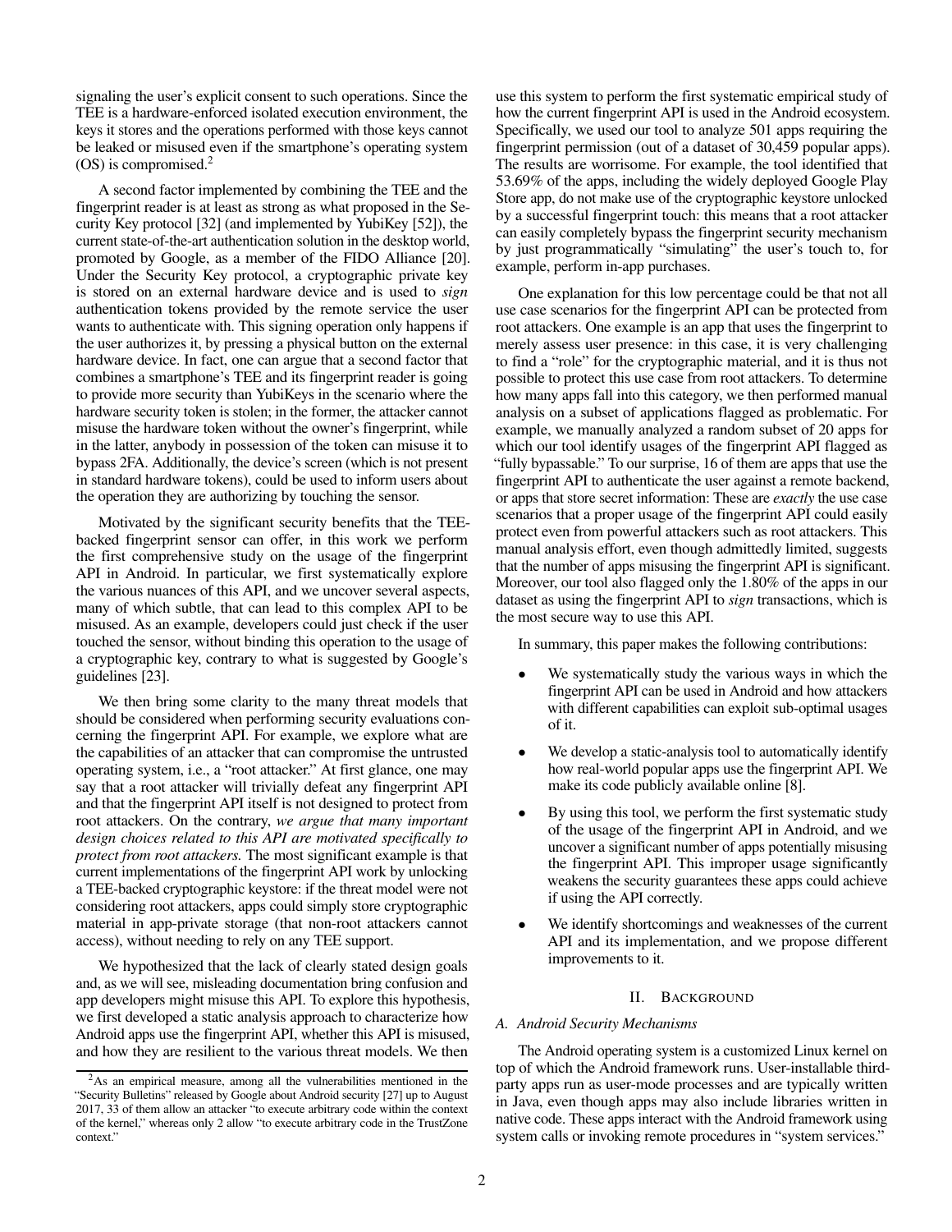signaling the user's explicit consent to such operations. Since the TEE is a hardware-enforced isolated execution environment, the keys it stores and the operations performed with those keys cannot be leaked or misused even if the smartphone's operating system (OS) is compromised.[2]

A second factor implemented by combining the TEE and the fingerprint reader is at least as strong as what proposed in the Security Key protocol [32] (and implemented by YubiKey [52]), the current state-of-the-art authentication solution in the desktop world, promoted by Google, as a member of the FIDO Alliance [20]. Under the Security Key protocol, a cryptographic private key is stored on an external hardware device and is used to *sign* authentication tokens provided by the remote service the user wants to authenticate with. This signing operation only happens if the user authorizes it, by pressing a physical button on the external hardware device. In fact, one can argue that a second factor that combines a smartphone's TEE and its fingerprint reader is going to provide more security than YubiKeys in the scenario where the hardware security token is stolen; in the former, the attacker cannot misuse the hardware token without the owner's fingerprint, while in the latter, anybody in possession of the token can misuse it to bypass 2FA. Additionally, the device's screen (which is not present in standard hardware tokens), could be used to inform users about the operation they are authorizing by touching the sensor.

Motivated by the significant security benefits that the TEE-backed fingerprint sensor can offer, in this work we perform the first comprehensive study on the usage of the fingerprint API in Android. In particular, we first systematically explore the various nuances of this API, and we uncover several aspects, many of which subtle, that can lead to this complex API to be misused. As an example, developers could just check if the user touched the sensor, without binding this operation to the usage of a cryptographic key, contrary to what is suggested by Google's guidelines [23].

We then bring some clarity to the many threat models that should be considered when performing security evaluations concerning the fingerprint API. For example, we explore what are the capabilities of an attacker that can compromise the untrusted operating system, i.e., a "root attacker." At first glance, one may say that a root attacker will trivially defeat any fingerprint API and that the fingerprint API itself is not designed to protect from root attackers. On the contrary, *we argue that many important design choices related to this API are motivated specifically to protect from root attackers.* The most significant example is that current implementations of the fingerprint API work by unlocking a TEE-backed cryptographic keystore: if the threat model were not considering root attackers, apps could simply store cryptographic material in app-private storage (that non-root attackers cannot access), without needing to rely on any TEE support.

We hypothesized that the lack of clearly stated design goals and, as we will see, misleading documentation bring confusion and app developers might misuse this API. To explore this hypothesis, we first developed a static analysis approach to characterize how Android apps use the fingerprint API, whether this API is misused, and how they are resilient to the various threat models. We then use this system to perform the first systematic empirical study of how the current fingerprint API is used in the Android ecosystem. Specifically, we used our tool to analyze 501 apps requiring the fingerprint permission (out of a dataset of 30,459 popular apps). The results are worrisome. For example, the tool identified that 53.69% of the apps, including the widely deployed Google Play Store app, do not make use of the cryptographic keystore unlocked by a successful fingerprint touch: this means that a root attacker can easily completely bypass the fingerprint security mechanism by just programmatically "simulating" the user's touch to, for example, perform in-app purchases.

One explanation for this low percentage could be that not all use case scenarios for the fingerprint API can be protected from root attackers. One example is an app that uses the fingerprint to merely assess user presence: in this case, it is very challenging to find a "role" for the cryptographic material, and it is thus not possible to protect this use case from root attackers. To determine how many apps fall into this category, we then performed manual analysis on a subset of applications flagged as problematic. For example, we manually analyzed a random subset of 20 apps for which our tool identify usages of the fingerprint API flagged as "fully bypassable." To our surprise, 16 of them are apps that use the fingerprint API to authenticate the user against a remote backend, or apps that store secret information: These are *exactly* the use case scenarios that a proper usage of the fingerprint API could easily protect even from powerful attackers such as root attackers. This manual analysis effort, even though admittedly limited, suggests that the number of apps misusing the fingerprint API is significant. Moreover, our tool also flagged only the 1.80% of the apps in our dataset as using the fingerprint API to *sign* transactions, which is the most secure way to use this API.

In summary, this paper makes the following contributions:

- We systematically study the various ways in which the fingerprint API can be used in Android and how attackers with different capabilities can exploit sub-optimal usages of it.
- We develop a static-analysis tool to automatically identify how real-world popular apps use the fingerprint API. We make its code publicly available online [8].
- By using this tool, we perform the first systematic study of the usage of the fingerprint API in Android, and we uncover a significant number of apps potentially misusing the fingerprint API. This improper usage significantly weakens the security guarantees these apps could achieve if using the API correctly.
- We identify shortcomings and weaknesses of the current API and its implementation, and we propose different improvements to it.

## II. Background

### A. Android Security Mechanisms

The Android operating system is a customized Linux kernel on top of which the Android framework runs. User-installable third-party apps run as user-mode processes and are typically written in Java, even though apps may also include libraries written in native code. These apps interact with the Android framework using system calls or invoking remote procedures in "system services."

[2] As an empirical measure, among all the vulnerabilities mentioned in the "Security Bulletins" released by Google about Android security [27] up to August 2017, 33 of them allow an attacker "to execute arbitrary code within the context of the kernel," whereas only 2 allow "to execute arbitrary code in the TrustZone context."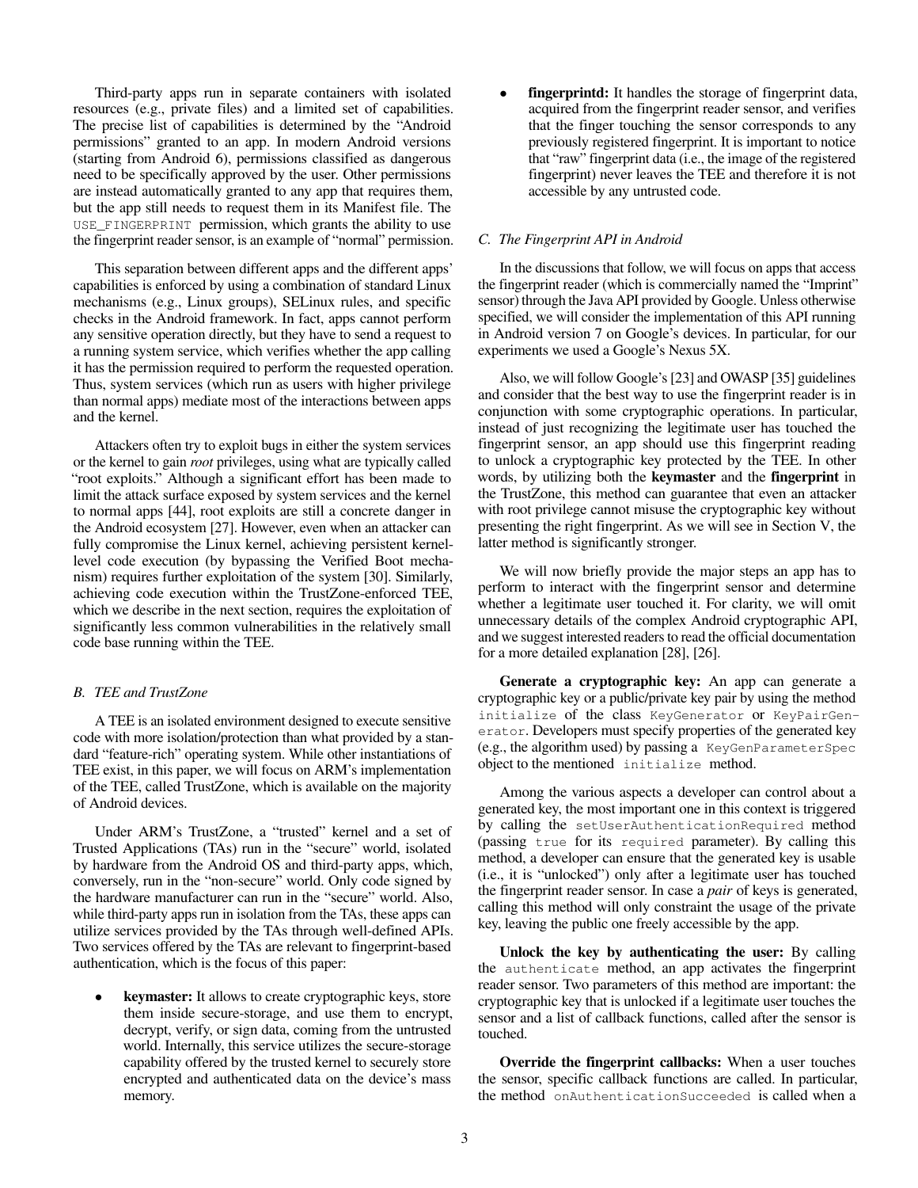Third-party apps run in separate containers with isolated resources (e.g., private files) and a limited set of capabilities. The precise list of capabilities is determined by the "Android permissions" granted to an app. In modern Android versions (starting from Android 6), permissions classified as dangerous need to be specifically approved by the user. Other permissions are instead automatically granted to any app that requires them, but the app still needs to request them in its Manifest file. The `USE_FINGERPRINT` permission, which grants the ability to use the fingerprint reader sensor, is an example of "normal" permission.

This separation between different apps and the different apps' capabilities is enforced by using a combination of standard Linux mechanisms (e.g., Linux groups), SELinux rules, and specific checks in the Android framework. In fact, apps cannot perform any sensitive operation directly, but they have to send a request to a running system service, which verifies whether the app calling it has the permission required to perform the requested operation. Thus, system services (which run as users with higher privilege than normal apps) mediate most of the interactions between apps and the kernel.

Attackers often try to exploit bugs in either the system services or the kernel to gain *root* privileges, using what are typically called "root exploits." Although a significant effort has been made to limit the attack surface exposed by system services and the kernel to normal apps [44], root exploits are still a concrete danger in the Android ecosystem [27]. However, even when an attacker can fully compromise the Linux kernel, achieving persistent kernel-level code execution (by bypassing the Verified Boot mechanism) requires further exploitation of the system [30]. Similarly, achieving code execution within the TrustZone-enforced TEE, which we describe in the next section, requires the exploitation of significantly less common vulnerabilities in the relatively small code base running within the TEE.

### B. TEE and TrustZone

A TEE is an isolated environment designed to execute sensitive code with more isolation/protection than what provided by a standard "feature-rich" operating system. While other instantiations of TEE exist, in this paper, we will focus on ARM's implementation of the TEE, called TrustZone, which is available on the majority of Android devices.

Under ARM's TrustZone, a "trusted" kernel and a set of Trusted Applications (TAs) run in the "secure" world, isolated by hardware from the Android OS and third-party apps, which, conversely, run in the "non-secure" world. Only code signed by the hardware manufacturer can run in the "secure" world. Also, while third-party apps run in isolation from the TAs, these apps can utilize services provided by the TAs through well-defined APIs. Two services offered by the TAs are relevant to fingerprint-based authentication, which is the focus of this paper:

- **keymaster:** It allows to create cryptographic keys, store them inside secure-storage, and use them to encrypt, decrypt, verify, or sign data, coming from the untrusted world. Internally, this service utilizes the secure-storage capability offered by the trusted kernel to securely store encrypted and authenticated data on the device's mass memory.
- **fingerprintd:** It handles the storage of fingerprint data, acquired from the fingerprint reader sensor, and verifies that the finger touching the sensor corresponds to any previously registered fingerprint. It is important to notice that "raw" fingerprint data (i.e., the image of the registered fingerprint) never leaves the TEE and therefore it is not accessible by any untrusted code.

### C. The Fingerprint API in Android

In the discussions that follow, we will focus on apps that access the fingerprint reader (which is commercially named the "Imprint" sensor) through the Java API provided by Google. Unless otherwise specified, we will consider the implementation of this API running in Android version 7 on Google's devices. In particular, for our experiments we used a Google's Nexus 5X.

Also, we will follow Google's [23] and OWASP [35] guidelines and consider that the best way to use the fingerprint reader is in conjunction with some cryptographic operations. In particular, instead of just recognizing the legitimate user has touched the fingerprint sensor, an app should use this fingerprint reading to unlock a cryptographic key protected by the TEE. In other words, by utilizing both the **keymaster** and the **fingerprint** in the TrustZone, this method can guarantee that even an attacker with root privilege cannot misuse the cryptographic key without presenting the right fingerprint. As we will see in Section V, the latter method is significantly stronger.

We will now briefly provide the major steps an app has to perform to interact with the fingerprint sensor and determine whether a legitimate user touched it. For clarity, we will omit unnecessary details of the complex Android cryptographic API, and we suggest interested readers to read the official documentation for a more detailed explanation [28], [26].

**Generate a cryptographic key:** An app can generate a cryptographic key or a public/private key pair by using the method `initialize` of the class `KeyGenerator` or `KeyPairGenerator`. Developers must specify properties of the generated key (e.g., the algorithm used) by passing a `KeyGenParameterSpec` object to the mentioned `initialize` method.

Among the various aspects a developer can control about a generated key, the most important one in this context is triggered by calling the `setUserAuthenticationRequired` method (passing `true` for its `required` parameter). By calling this method, a developer can ensure that the generated key is usable (i.e., it is "unlocked") only after a legitimate user has touched the fingerprint reader sensor. In case a *pair* of keys is generated, calling this method will only constraint the usage of the private key, leaving the public one freely accessible by the app.

**Unlock the key by authenticating the user:** By calling the `authenticate` method, an app activates the fingerprint reader sensor. Two parameters of this method are important: the cryptographic key that is unlocked if a legitimate user touches the sensor and a list of callback functions, called after the sensor is touched.

**Override the fingerprint callbacks:** When a user touches the sensor, specific callback functions are called. In particular, the method `onAuthenticationSucceeded` is called when a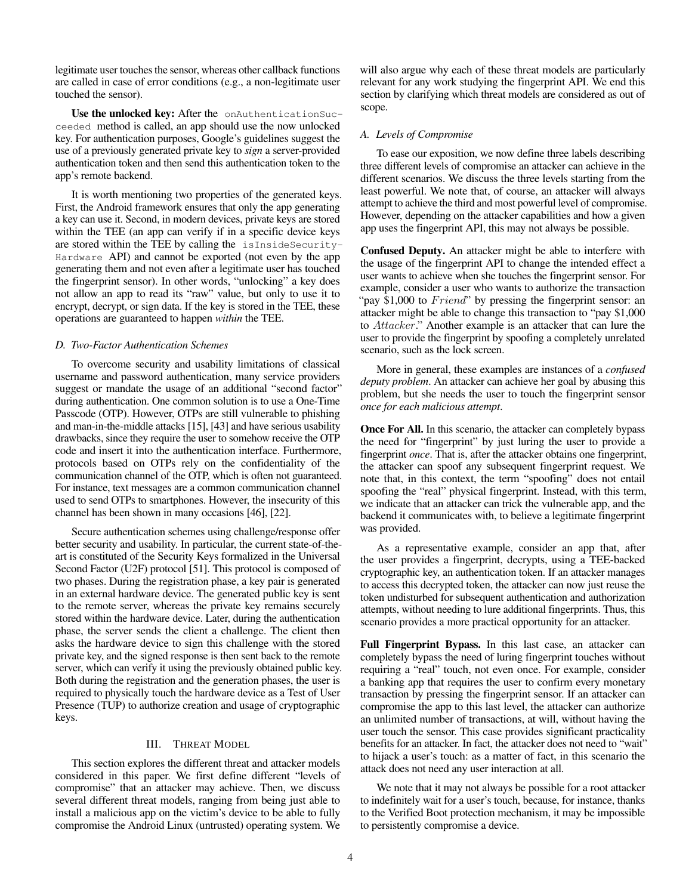legitimate user touches the sensor, whereas other callback functions are called in case of error conditions (e.g., a non-legitimate user touched the sensor).

**Use the unlocked key:** After the `onAuthenticationSucceeded` method is called, an app should use the now unlocked key. For authentication purposes, Google's guidelines suggest the use of a previously generated private key to ***sign*** a server-provided authentication token and then send this authentication token to the app's remote backend.

It is worth mentioning two properties of the generated keys. First, the Android framework ensures that only the app generating a key can use it. Second, in modern devices, private keys are stored within the TEE (an app can verify if in a specific device keys are stored within the TEE by calling the `isInsideSecurityHardware` API) and cannot be exported (not even by the app generating them and not even after a legitimate user has touched the fingerprint sensor). In other words, "unlocking" a key does not allow an app to read its "raw" value, but only to use it to encrypt, decrypt, or sign data. If the key is stored in the TEE, these operations are guaranteed to happen *within* the TEE.

### D. Two-Factor Authentication Schemes

To overcome security and usability limitations of classical username and password authentication, many service providers suggest or mandate the usage of an additional "second factor" during authentication. One common solution is to use a One-Time Passcode (OTP). However, OTPs are still vulnerable to phishing and man-in-the-middle attacks [15], [43] and have serious usability drawbacks, since they require the user to somehow receive the OTP code and insert it into the authentication interface. Furthermore, protocols based on OTPs rely on the confidentiality of the communication channel of the OTP, which is often not guaranteed. For instance, text messages are a common communication channel used to send OTPs to smartphones. However, the insecurity of this channel has been shown in many occasions [46], [22].

Secure authentication schemes using challenge/response offer better security and usability. In particular, the current state-of-the-art is constituted of the Security Keys formalized in the Universal Second Factor (U2F) protocol [51]. This protocol is composed of two phases. During the registration phase, a key pair is generated in an external hardware device. The generated public key is sent to the remote server, whereas the private key remains securely stored within the hardware device. Later, during the authentication phase, the server sends the client a challenge. The client then asks the hardware device to sign this challenge with the stored private key, and the signed response is then sent back to the remote server, which can verify it using the previously obtained public key. Both during the registration and the generation phases, the user is required to physically touch the hardware device as a Test of User Presence (TUP) to authorize creation and usage of cryptographic keys.

## III. Threat Model

This section explores the different threat and attacker models considered in this paper. We first define different "levels of compromise" that an attacker may achieve. Then, we discuss several different threat models, ranging from being just able to install a malicious app on the victim's device to be able to fully compromise the Android Linux (untrusted) operating system. We will also argue why each of these threat models are particularly relevant for any work studying the fingerprint API. We end this section by clarifying which threat models are considered as out of scope.

### A. Levels of Compromise

To ease our exposition, we now define three labels describing three different levels of compromise an attacker can achieve in the different scenarios. We discuss the three levels starting from the least powerful. We note that, of course, an attacker will always attempt to achieve the third and most powerful level of compromise. However, depending on the attacker capabilities and how a given app uses the fingerprint API, this may not always be possible.

**Confused Deputy.** An attacker might be able to interfere with the usage of the fingerprint API to change the intended effect a user wants to achieve when she touches the fingerprint sensor. For example, consider a user who wants to authorize the transaction "pay \$1,000 to $Friend$" by pressing the fingerprint sensor: an attacker might be able to change this transaction to "pay \$1,000 to $Attacker$." Another example is an attacker that can lure the user to provide the fingerprint by spoofing a completely unrelated scenario, such as the lock screen.

More in general, these examples are instances of a *confused deputy problem*. An attacker can achieve her goal by abusing this problem, but she needs the user to touch the fingerprint sensor *once for each malicious attempt*.

**Once For All.** In this scenario, the attacker can completely bypass the need for "fingerprint" by just luring the user to provide a fingerprint *once*. That is, after the attacker obtains one fingerprint, the attacker can spoof any subsequent fingerprint request. We note that, in this context, the term "spoofing" does not entail spoofing the "real" physical fingerprint. Instead, with this term, we indicate that an attacker can trick the vulnerable app, and the backend it communicates with, to believe a legitimate fingerprint was provided.

As a representative example, consider an app that, after the user provides a fingerprint, decrypts, using a TEE-backed cryptographic key, an authentication token. If an attacker manages to access this decrypted token, the attacker can now just reuse the token undisturbed for subsequent authentication and authorization attempts, without needing to lure additional fingerprints. Thus, this scenario provides a more practical opportunity for an attacker.

**Full Fingerprint Bypass.** In this last case, an attacker can completely bypass the need of luring fingerprint touches without requiring a "real" touch, not even once. For example, consider a banking app that requires the user to confirm every monetary transaction by pressing the fingerprint sensor. If an attacker can compromise the app to this last level, the attacker can authorize an unlimited number of transactions, at will, without having the user touch the sensor. This case provides significant practicality benefits for an attacker. In fact, the attacker does not need to "wait" to hijack a user's touch: as a matter of fact, in this scenario the attack does not need any user interaction at all.

We note that it may not always be possible for a root attacker to indefinitely wait for a user's touch, because, for instance, thanks to the Verified Boot protection mechanism, it may be impossible to persistently compromise a device.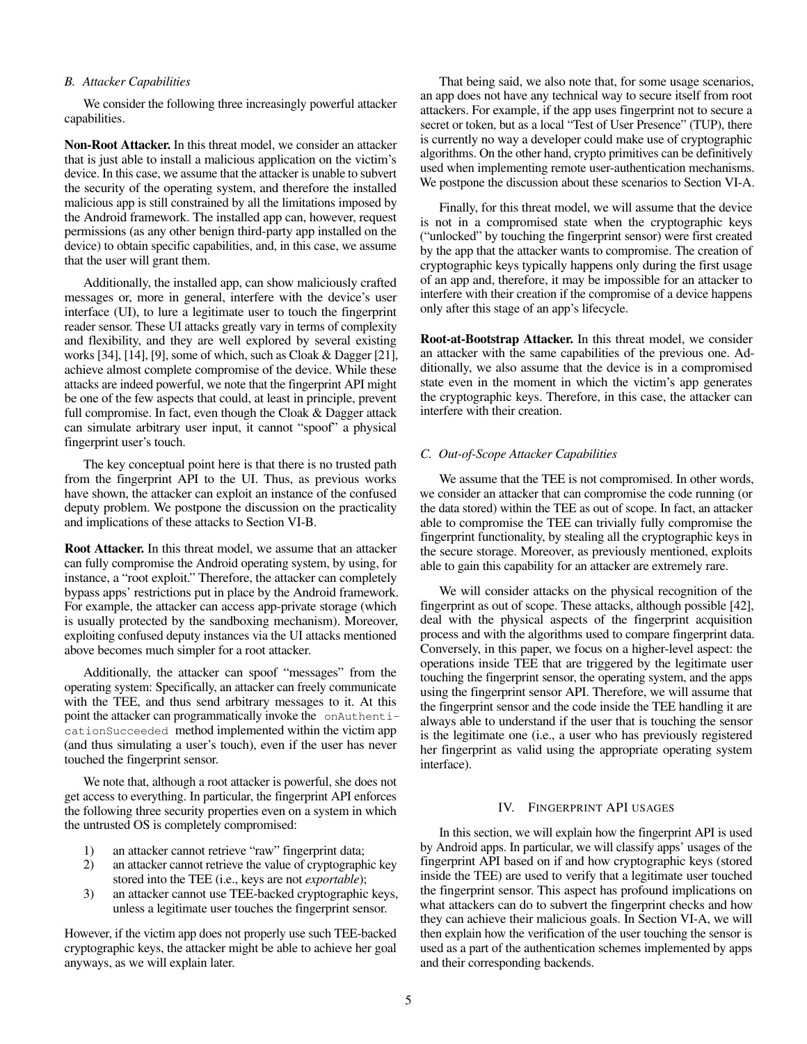### B. Attacker Capabilities

We consider the following three increasingly powerful attacker capabilities.

**Non-Root Attacker.** In this threat model, we consider an attacker that is just able to install a malicious application on the victim's device. In this case, we assume that the attacker is unable to subvert the security of the operating system, and therefore the installed malicious app is still constrained by all the limitations imposed by the Android framework. The installed app can, however, request permissions (as any other benign third-party app installed on the device) to obtain specific capabilities, and, in this case, we assume that the user will grant them.

Additionally, the installed app, can show maliciously crafted messages or, more in general, interfere with the device's user interface (UI), to lure a legitimate user to touch the fingerprint reader sensor. These UI attacks greatly vary in terms of complexity and flexibility, and they are well explored by several existing works [34], [14], [9], some of which, such as Cloak & Dagger [21], achieve almost complete compromise of the device. While these attacks are indeed powerful, we note that the fingerprint API might be one of the few aspects that could, at least in principle, prevent full compromise. In fact, even though the Cloak & Dagger attack can simulate arbitrary user input, it cannot "spoof" a physical fingerprint user's touch.

The key conceptual point here is that there is no trusted path from the fingerprint API to the UI. Thus, as previous works have shown, the attacker can exploit an instance of the confused deputy problem. We postpone the discussion on the practicality and implications of these attacks to Section VI-B.

**Root Attacker.** In this threat model, we assume that an attacker can fully compromise the Android operating system, by using, for instance, a "root exploit." Therefore, the attacker can completely bypass apps' restrictions put in place by the Android framework. For example, the attacker can access app-private storage (which is usually protected by the sandboxing mechanism). Moreover, exploiting confused deputy instances via the UI attacks mentioned above becomes much simpler for a root attacker.

Additionally, the attacker can spoof "messages" from the operating system: Specifically, an attacker can freely communicate with the TEE, and thus send arbitrary messages to it. At this point the attacker can programmatically invoke the `onAuthenticationSucceeded` method implemented within the victim app (and thus simulating a user's touch), even if the user has never touched the fingerprint sensor.

We note that, although a root attacker is powerful, she does not get access to everything. In particular, the fingerprint API enforces the following three security properties even on a system in which the untrusted OS is completely compromised:

1) an attacker cannot retrieve "raw" fingerprint data;
2) an attacker cannot retrieve the value of cryptographic key stored into the TEE (i.e., keys are not *exportable*);
3) an attacker cannot use TEE-backed cryptographic keys, unless a legitimate user touches the fingerprint sensor.

However, if the victim app does not properly use such TEE-backed cryptographic keys, the attacker might be able to achieve her goal anyways, as we will explain later.

That being said, we also note that, for some usage scenarios, an app does not have any technical way to secure itself from root attackers. For example, if the app uses fingerprint not to secure a secret or token, but as a local "Test of User Presence" (TUP), there is currently no way a developer could make use of cryptographic algorithms. On the other hand, crypto primitives can be definitively used when implementing remote user-authentication mechanisms. We postpone the discussion about these scenarios to Section VI-A.

Finally, for this threat model, we will assume that the device is not in a compromised state when the cryptographic keys ("unlocked" by touching the fingerprint sensor) were first created by the app that the attacker wants to compromise. The creation of cryptographic keys typically happens only during the first usage of an app and, therefore, it may be impossible for an attacker to interfere with their creation if the compromise of a device happens only after this stage of an app's lifecycle.

**Root-at-Bootstrap Attacker.** In this threat model, we consider an attacker with the same capabilities of the previous one. Additionally, we also assume that the device is in a compromised state even in the moment in which the victim's app generates the cryptographic keys. Therefore, in this case, the attacker can interfere with their creation.

### C. Out-of-Scope Attacker Capabilities

We assume that the TEE is not compromised. In other words, we consider an attacker that can compromise the code running (or the data stored) within the TEE as out of scope. In fact, an attacker able to compromise the TEE can trivially fully compromise the fingerprint functionality, by stealing all the cryptographic keys in the secure storage. Moreover, as previously mentioned, exploits able to gain this capability for an attacker are extremely rare.

We will consider attacks on the physical recognition of the fingerprint as out of scope. These attacks, although possible [42], deal with the physical aspects of the fingerprint acquisition process and with the algorithms used to compare fingerprint data. Conversely, in this paper, we focus on a higher-level aspect: the operations inside TEE that are triggered by the legitimate user touching the fingerprint sensor, the operating system, and the apps using the fingerprint sensor API. Therefore, we will assume that the fingerprint sensor and the code inside the TEE handling it are always able to understand if the user that is touching the sensor is the legitimate one (i.e., a user who has previously registered her fingerprint as valid using the appropriate operating system interface).

## IV. Fingerprint API usages

In this section, we will explain how the fingerprint API is used by Android apps. In particular, we will classify apps' usages of the fingerprint API based on if and how cryptographic keys (stored inside the TEE) are used to verify that a legitimate user touched the fingerprint sensor. This aspect has profound implications on what attackers can do to subvert the fingerprint checks and how they can achieve their malicious goals. In Section VI-A, we will then explain how the verification of the user touching the sensor is used as a part of the authentication schemes implemented by apps and their corresponding backends.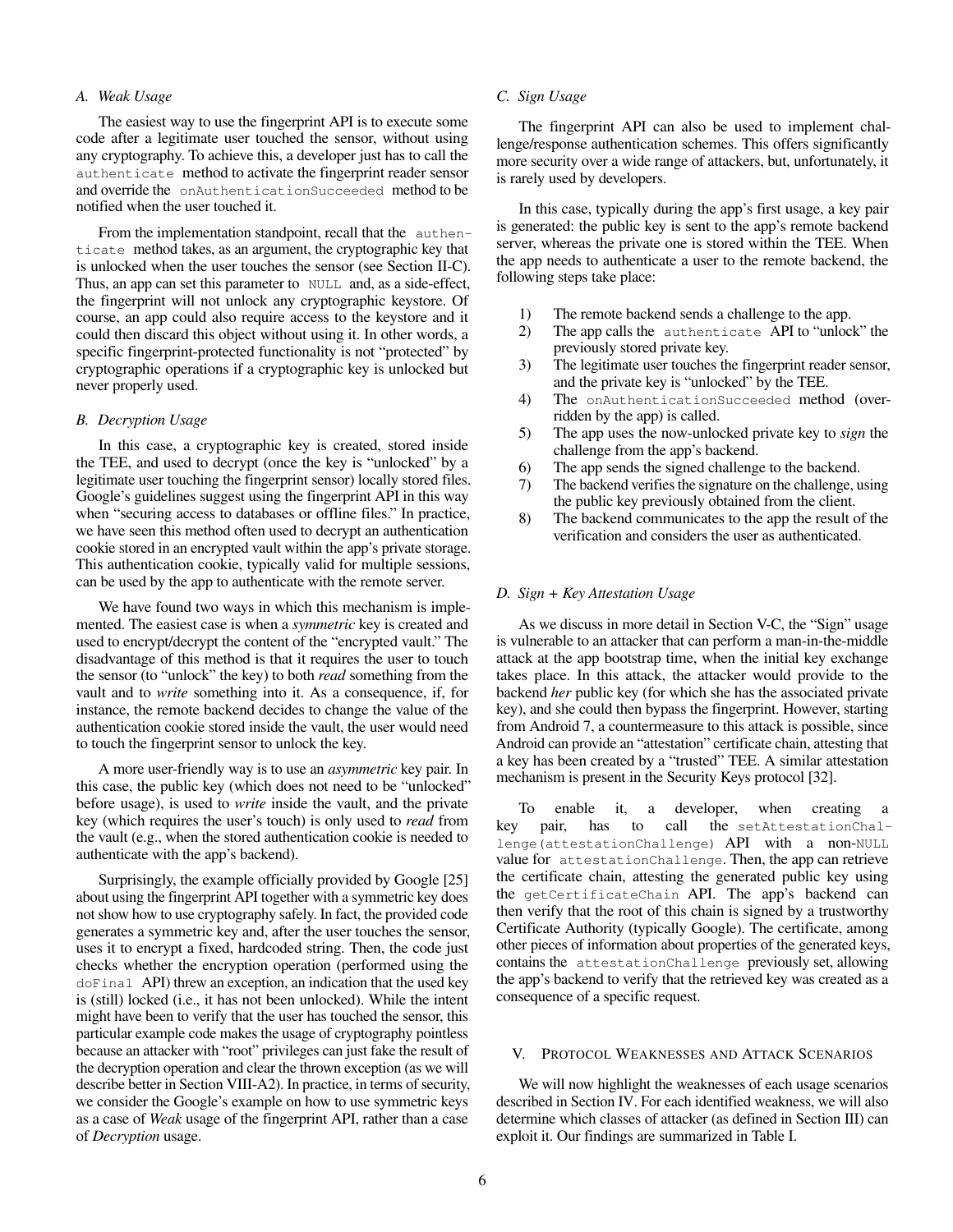### A. Weak Usage

The easiest way to use the fingerprint API is to execute some code after a legitimate user touched the sensor, without using any cryptography. To achieve this, a developer just has to call the `authenticate` method to activate the fingerprint reader sensor and override the `onAuthenticationSucceeded` method to be notified when the user touched it.

From the implementation standpoint, recall that the `authenticate` method takes, as an argument, the cryptographic key that is unlocked when the user touches the sensor (see Section II-C). Thus, an app can set this parameter to `NULL` and, as a side-effect, the fingerprint will not unlock any cryptographic keystore. Of course, an app could also require access to the keystore and it could then discard this object without using it. In other words, a specific fingerprint-protected functionality is not "protected" by cryptographic operations if a cryptographic key is unlocked but never properly used.

### B. Decryption Usage

In this case, a cryptographic key is created, stored inside the TEE, and used to decrypt (once the key is "unlocked" by a legitimate user touching the fingerprint sensor) locally stored files. Google's guidelines suggest using the fingerprint API in this way when "securing access to databases or offline files." In practice, we have seen this method often used to decrypt an authentication cookie stored in an encrypted vault within the app's private storage. This authentication cookie, typically valid for multiple sessions, can be used by the app to authenticate with the remote server.

We have found two ways in which this mechanism is implemented. The easiest case is when a *symmetric* key is created and used to encrypt/decrypt the content of the "encrypted vault." The disadvantage of this method is that it requires the user to touch the sensor (to "unlock" the key) to both *read* something from the vault and to *write* something into it. As a consequence, if, for instance, the remote backend decides to change the value of the authentication cookie stored inside the vault, the user would need to touch the fingerprint sensor to unlock the key.

A more user-friendly way is to use an *asymmetric* key pair. In this case, the public key (which does not need to be "unlocked" before usage), is used to *write* inside the vault, and the private key (which requires the user's touch) is only used to *read* from the vault (e.g., when the stored authentication cookie is needed to authenticate with the app's backend).

Surprisingly, the example officially provided by Google [25] about using the fingerprint API together with a symmetric key does not show how to use cryptography safely. In fact, the provided code generates a symmetric key and, after the user touches the sensor, uses it to encrypt a fixed, hardcoded string. Then, the code just checks whether the encryption operation (performed using the `doFinal` API) threw an exception, an indication that the used key is (still) locked (i.e., it has not been unlocked). While the intent might have been to verify that the user has touched the sensor, this particular example code makes the usage of cryptography pointless because an attacker with "root" privileges can just fake the result of the decryption operation and clear the thrown exception (as we will describe better in Section VIII-A2). In practice, in terms of security, we consider the Google's example on how to use symmetric keys as a case of *Weak* usage of the fingerprint API, rather than a case of *Decryption* usage.

### C. Sign Usage

The fingerprint API can also be used to implement challenge/response authentication schemes. This offers significantly more security over a wide range of attackers, but, unfortunately, it is rarely used by developers.

In this case, typically during the app's first usage, a key pair is generated: the public key is sent to the app's remote backend server, whereas the private one is stored within the TEE. When the app needs to authenticate a user to the remote backend, the following steps take place:

1) The remote backend sends a challenge to the app.
2) The app calls the `authenticate` API to "unlock" the previously stored private key.
3) The legitimate user touches the fingerprint reader sensor, and the private key is "unlocked" by the TEE.
4) The `onAuthenticationSucceeded` method (overridden by the app) is called.
5) The app uses the now-unlocked private key to *sign* the challenge from the app's backend.
6) The app sends the signed challenge to the backend.
7) The backend verifies the signature on the challenge, using the public key previously obtained from the client.
8) The backend communicates to the app the result of the verification and considers the user as authenticated.

### D. Sign + Key Attestation Usage

As we discuss in more detail in Section V-C, the "Sign" usage is vulnerable to an attacker that can perform a man-in-the-middle attack at the app bootstrap time, when the initial key exchange takes place. In this attack, the attacker would provide to the backend *her* public key (for which she has the associated private key), and she could then bypass the fingerprint. However, starting from Android 7, a countermeasure to this attack is possible, since Android can provide an "attestation" certificate chain, attesting that a key has been created by a "trusted" TEE. A similar attestation mechanism is present in the Security Keys protocol [32].

To enable it, a developer, when creating a key pair, has to call the `setAttestationChallenge(attestationChallenge)` API with a non-`NULL` value for `attestationChallenge`. Then, the app can retrieve the certificate chain, attesting the generated public key using the `getCertificateChain` API. The app's backend can then verify that the root of this chain is signed by a trustworthy Certificate Authority (typically Google). The certificate, among other pieces of information about properties of the generated keys, contains the `attestationChallenge` previously set, allowing the app's backend to verify that the retrieved key was created as a consequence of a specific request.

## V. Protocol Weaknesses and Attack Scenarios

We will now highlight the weaknesses of each usage scenarios described in Section IV. For each identified weakness, we will also determine which classes of attacker (as defined in Section III) can exploit it. Our findings are summarized in Table I.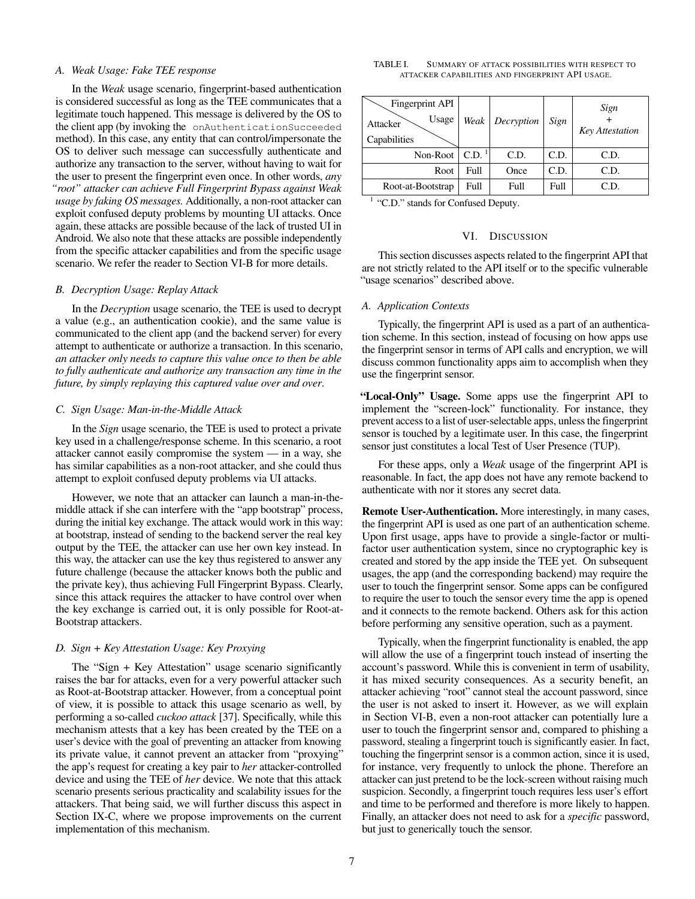### A. Weak Usage: Fake TEE response

In the *Weak* usage scenario, fingerprint-based authentication is considered successful as long as the TEE communicates that a legitimate touch happened. This message is delivered by the OS to the client app (by invoking the `onAuthenticationSucceeded` method). In this case, any entity that can control/impersonate the OS to deliver such message can successfully authenticate and authorize any transaction to the server, without having to wait for the user to present the fingerprint even once. In other words, *any "root" attacker can achieve Full Fingerprint Bypass against Weak usage by faking OS messages.* Additionally, a non-root attacker can exploit confused deputy problems by mounting UI attacks. Once again, these attacks are possible because of the lack of trusted UI in Android. We also note that these attacks are possible independently from the specific attacker capabilities and from the specific usage scenario. We refer the reader to Section VI-B for more details.

### B. Decryption Usage: Replay Attack

In the *Decryption* usage scenario, the TEE is used to decrypt a value (e.g., an authentication cookie), and the same value is communicated to the client app (and the backend server) for every attempt to authenticate or authorize a transaction. In this scenario, *an attacker only needs to capture this value once to then be able to fully authenticate and authorize any transaction at any time in the future, by simply replaying this captured value over and over*.

### C. Sign Usage: Man-in-the-Middle Attack

In the *Sign* usage scenario, the TEE is used to protect a private key used in a challenge/response scheme. In this scenario, a root attacker cannot easily compromise the system — in a way, she has similar capabilities as a non-root attacker, and she could thus attempt to exploit confused deputy problems via UI attacks.

However, we note that an attacker can launch a man-in-the-middle attack if she can interfere with the "app bootstrap" process, during the initial key exchange. The attack would work in this way: at bootstrap, instead of sending to the backend server the real key output by the TEE, the attacker can use her own key instead. In this way, the attacker can use the key thus registered to answer any future challenge (because the attacker knows both the public and the private key), thus achieving Full Fingerprint Bypass. Clearly, since this attack requires the attacker to have control over when the key exchange is carried out, it is only possible for Root-at-Bootstrap attackers.

### D. Sign + Key Attestation Usage: Key Proxying

The "Sign + Key Attestation" usage scenario significantly raises the bar for attacks, even for a very powerful attacker such as Root-at-Bootstrap attacker. However, from a conceptual point of view, it is possible to attack this usage scenario as well, by performing a so-called *cuckoo attack* [37]. Specifically, while this mechanism attests that a key has been created by the TEE on a user's device with the goal of preventing an attacker from knowing its private value, it cannot prevent an attacker from "proxying" the app's request for creating a key pair to *her* attacker-controlled device and using the TEE of *her* device. We note that this attack scenario presents serious practicality and scalability issues for the attackers. That being said, we will further discuss this aspect in Section IX-C, where we propose improvements on the current implementation of this mechanism.

TABLE I. SUMMARY OF ATTACK POSSIBILITIES WITH RESPECT TO ATTACKER CAPABILITIES AND FINGERPRINT API USAGE.

| Attacker Capabilities \ Fingerprint API Usage | *Weak* | *Decryption* | *Sign* | *Sign + Key Attestation* |
|---|---|---|---|---|
| Non-Root | C.D. [1] | C.D. | C.D. | C.D. |
| Root | Full | Once | C.D. | C.D. |
| Root-at-Bootstrap | Full | Full | Full | C.D. |

[1] "C.D." stands for Confused Deputy.

## VI. Discussion

This section discusses aspects related to the fingerprint API that are not strictly related to the API itself or to the specific vulnerable "usage scenarios" described above.

### A. Application Contexts

Typically, the fingerprint API is used as a part of an authentication scheme. In this section, instead of focusing on how apps use the fingerprint sensor in terms of API calls and encryption, we will discuss common functionality apps aim to accomplish when they use the fingerprint sensor.

**"Local-Only" Usage.** Some apps use the fingerprint API to implement the "screen-lock" functionality. For instance, they prevent access to a list of user-selectable apps, unless the fingerprint sensor is touched by a legitimate user. In this case, the fingerprint sensor just constitutes a local Test of User Presence (TUP).

For these apps, only a *Weak* usage of the fingerprint API is reasonable. In fact, the app does not have any remote backend to authenticate with nor it stores any secret data.

**Remote User-Authentication.** More interestingly, in many cases, the fingerprint API is used as one part of an authentication scheme. Upon first usage, apps have to provide a single-factor or multi-factor user authentication system, since no cryptographic key is created and stored by the app inside the TEE yet. On subsequent usages, the app (and the corresponding backend) may require the user to touch the fingerprint sensor. Some apps can be configured to require the user to touch the sensor every time the app is opened and it connects to the remote backend. Others ask for this action before performing any sensitive operation, such as a payment.

Typically, when the fingerprint functionality is enabled, the app will allow the use of a fingerprint touch instead of inserting the account's password. While this is convenient in term of usability, it has mixed security consequences. As a security benefit, an attacker achieving "root" cannot steal the account password, since the user is not asked to insert it. However, as we will explain in Section VI-B, even a non-root attacker can potentially lure a user to touch the fingerprint sensor and, compared to phishing a password, stealing a fingerprint touch is significantly easier. In fact, touching the fingerprint sensor is a common action, since it is used, for instance, very frequently to unlock the phone. Therefore an attacker can just pretend to be the lock-screen without raising much suspicion. Secondly, a fingerprint touch requires less user's effort and time to be performed and therefore is more likely to happen. Finally, an attacker does not need to ask for a *specific* password, but just to generically touch the sensor.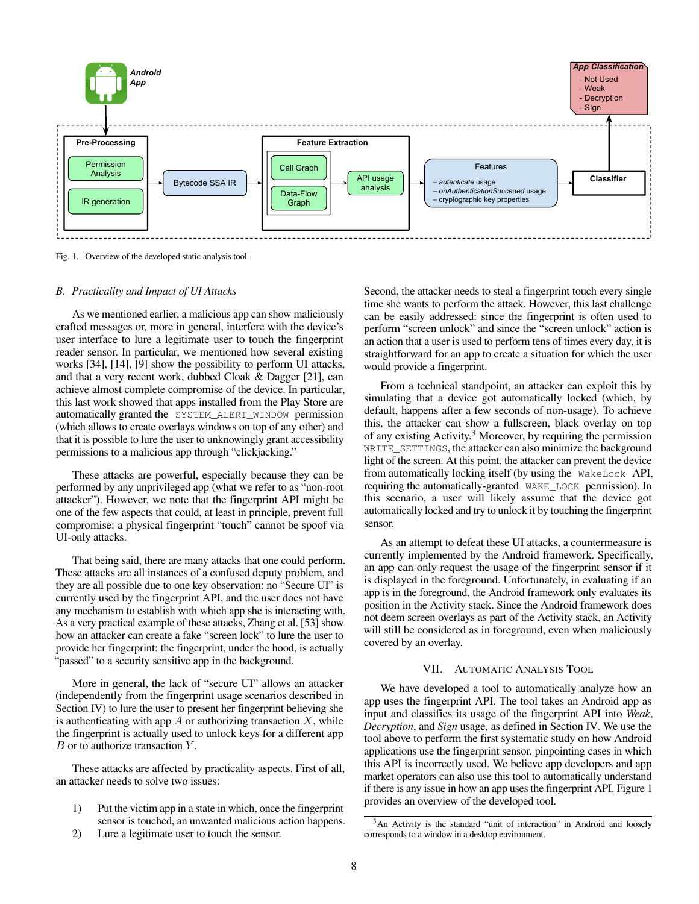Fig. 1. Overview of the developed static analysis tool

### B. Practicality and Impact of UI Attacks

As we mentioned earlier, a malicious app can show maliciously crafted messages or, more in general, interfere with the device's user interface to lure a legitimate user to touch the fingerprint reader sensor. In particular, we mentioned how several existing works [34], [14], [9] show the possibility to perform UI attacks, and that a very recent work, dubbed Cloak & Dagger [21], can achieve almost complete compromise of the device. In particular, this last work showed that apps installed from the Play Store are automatically granted the `SYSTEM_ALERT_WINDOW` permission (which allows to create overlays windows on top of any other) and that it is possible to lure the user to unknowingly grant accessibility permissions to a malicious app through "clickjacking."

These attacks are powerful, especially because they can be performed by any unprivileged app (what we refer to as "non-root attacker"). However, we note that the fingerprint API might be one of the few aspects that could, at least in principle, prevent full compromise: a physical fingerprint "touch" cannot be spoof via UI-only attacks.

That being said, there are many attacks that one could perform. These attacks are all instances of a confused deputy problem, and they are all possible due to one key observation: no "Secure UI" is currently used by the fingerprint API, and the user does not have any mechanism to establish with which app she is interacting with. As a very practical example of these attacks, Zhang et al. [53] show how an attacker can create a fake "screen lock" to lure the user to provide her fingerprint: the fingerprint, under the hood, is actually "passed" to a security sensitive app in the background.

More in general, the lack of "secure UI" allows an attacker (independently from the fingerprint usage scenarios described in Section IV) to lure the user to present her fingerprint believing she is authenticating with app $A$ or authorizing transaction $X$, while the fingerprint is actually used to unlock keys for a different app $B$ or to authorize transaction $Y$.

These attacks are affected by practicality aspects. First of all, an attacker needs to solve two issues:

1) Put the victim app in a state in which, once the fingerprint sensor is touched, an unwanted malicious action happens.
2) Lure a legitimate user to touch the sensor.

Second, the attacker needs to steal a fingerprint touch every single time she wants to perform the attack. However, this last challenge can be easily addressed: since the fingerprint is often used to perform "screen unlock" and since the "screen unlock" action is an action that a user is used to perform tens of times every day, it is straightforward for an app to create a situation for which the user would provide a fingerprint.

From a technical standpoint, an attacker can exploit this by simulating that a device got automatically locked (which, by default, happens after a few seconds of non-usage). To achieve this, the attacker can show a fullscreen, black overlay on top of any existing Activity.[3] Moreover, by requiring the permission `WRITE_SETTINGS`, the attacker can also minimize the background light of the screen. At this point, the attacker can prevent the device from automatically locking itself (by using the `WakeLock` API, requiring the automatically-granted `WAKE_LOCK` permission). In this scenario, a user will likely assume that the device got automatically locked and try to unlock it by touching the fingerprint sensor.

As an attempt to defeat these UI attacks, a countermeasure is currently implemented by the Android framework. Specifically, an app can only request the usage of the fingerprint sensor if it is displayed in the foreground. Unfortunately, in evaluating if an app is in the foreground, the Android framework only evaluates its position in the Activity stack. Since the Android framework does not deem screen overlays as part of the Activity stack, an Activity will still be considered as in foreground, even when maliciously covered by an overlay.

## VII. Automatic Analysis Tool

We have developed a tool to automatically analyze how an app uses the fingerprint API. The tool takes an Android app as input and classifies its usage of the fingerprint API into *Weak*, *Decryption*, and *Sign* usage, as defined in Section IV. We use the tool above to perform the first systematic study on how Android applications use the fingerprint sensor, pinpointing cases in which this API is incorrectly used. We believe app developers and app market operators can also use this tool to automatically understand if there is any issue in how an app uses the fingerprint API. Figure 1 provides an overview of the developed tool.

[3] An Activity is the standard "unit of interaction" in Android and loosely corresponds to a window in a desktop environment.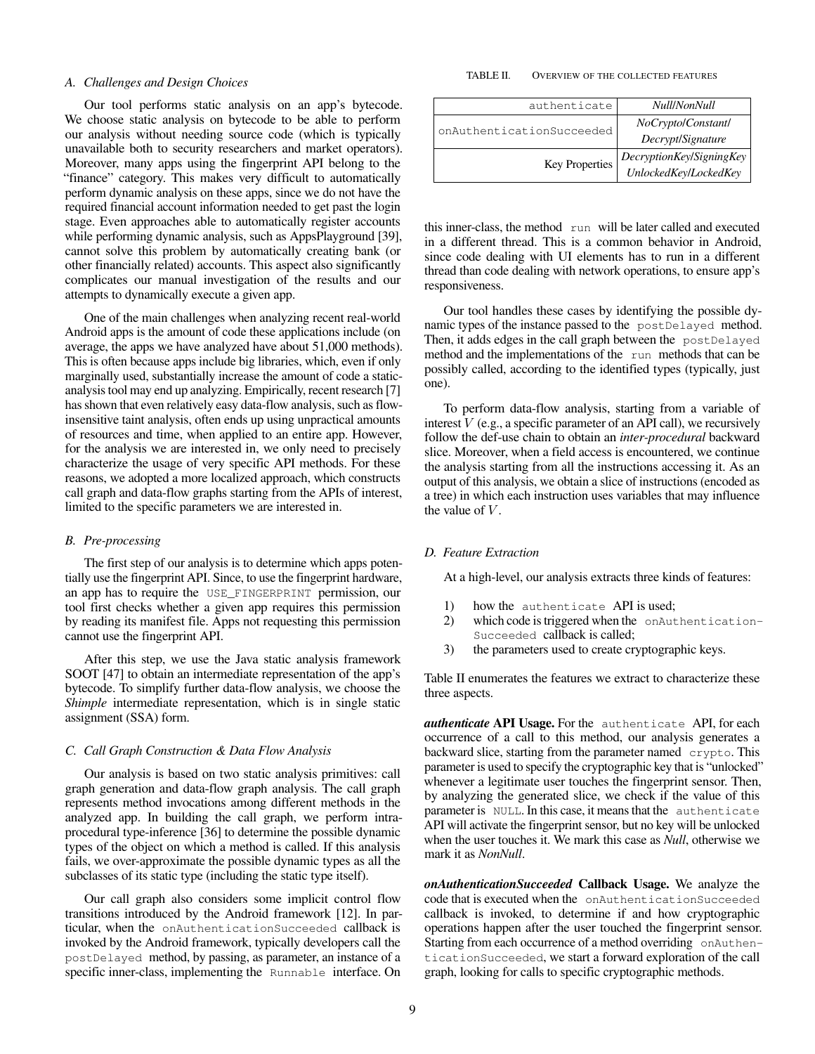### A. Challenges and Design Choices

Our tool performs static analysis on an app's bytecode. We choose static analysis on bytecode to be able to perform our analysis without needing source code (which is typically unavailable both to security researchers and market operators). Moreover, many apps using the fingerprint API belong to the "finance" category. This makes very difficult to automatically perform dynamic analysis on these apps, since we do not have the required financial account information needed to get past the login stage. Even approaches able to automatically register accounts while performing dynamic analysis, such as AppsPlayground [39], cannot solve this problem by automatically creating bank (or other financially related) accounts. This aspect also significantly complicates our manual investigation of the results and our attempts to dynamically execute a given app.

One of the main challenges when analyzing recent real-world Android apps is the amount of code these applications include (on average, the apps we have analyzed have about 51,000 methods). This is often because apps include big libraries, which, even if only marginally used, substantially increase the amount of code a static-analysis tool may end up analyzing. Empirically, recent research [7] has shown that even relatively easy data-flow analysis, such as flow-insensitive taint analysis, often ends up using unpractical amounts of resources and time, when applied to an entire app. However, for the analysis we are interested in, we only need to precisely characterize the usage of very specific API methods. For these reasons, we adopted a more localized approach, which constructs call graph and data-flow graphs starting from the APIs of interest, limited to the specific parameters we are interested in.

### B. Pre-processing

The first step of our analysis is to determine which apps potentially use the fingerprint API. Since, to use the fingerprint hardware, an app has to require the `USE_FINGERPRINT` permission, our tool first checks whether a given app requires this permission by reading its manifest file. Apps not requesting this permission cannot use the fingerprint API.

After this step, we use the Java static analysis framework SOOT [47] to obtain an intermediate representation of the app's bytecode. To simplify further data-flow analysis, we choose the *Shimple* intermediate representation, which is in single static assignment (SSA) form.

### C. Call Graph Construction & Data Flow Analysis

Our analysis is based on two static analysis primitives: call graph generation and data-flow graph analysis. The call graph represents method invocations among different methods in the analyzed app. In building the call graph, we perform intra-procedural type-inference [36] to determine the possible dynamic types of the object on which a method is called. If this analysis fails, we over-approximate the possible dynamic types as all the subclasses of its static type (including the static type itself).

Our call graph also considers some implicit control flow transitions introduced by the Android framework [12]. In particular, when the `onAuthenticationSucceeded` callback is invoked by the Android framework, typically developers call the `postDelayed` method, by passing, as parameter, an instance of a specific inner-class, implementing the `Runnable` interface. On this inner-class, the method `run` will be later called and executed in a different thread. This is a common behavior in Android, since code dealing with UI elements has to run in a different thread than code dealing with network operations, to ensure app's responsiveness.

Our tool handles these cases by identifying the possible dynamic types of the instance passed to the `postDelayed` method. Then, it adds edges in the call graph between the `postDelayed` method and the implementations of the `run` methods that can be possibly called, according to the identified types (typically, just one).

To perform data-flow analysis, starting from a variable of interest $V$ (e.g., a specific parameter of an API call), we recursively follow the def-use chain to obtain an *inter-procedural* backward slice. Moreover, when a field access is encountered, we continue the analysis starting from all the instructions accessing it. As an output of this analysis, we obtain a slice of instructions (encoded as a tree) in which each instruction uses variables that may influence the value of $V$.

TABLE II. OVERVIEW OF THE COLLECTED FEATURES

| | |
|---|---|
| `authenticate` | *Null/NonNull* |
| `onAuthenticationSucceeded` | *NoCrypto/Constant/ Decrypt/Signature* |
| Key Properties | *DecryptionKey/SigningKey UnlockedKey/LockedKey* |

### D. Feature Extraction

At a high-level, our analysis extracts three kinds of features:

1) how the `authenticate` API is used;
2) which code is triggered when the `onAuthentication-Succeeded` callback is called;
3) the parameters used to create cryptographic keys.

Table II enumerates the features we extract to characterize these three aspects.

***authenticate* API Usage.** For the `authenticate` API, for each occurrence of a call to this method, our analysis generates a backward slice, starting from the parameter named `crypto`. This parameter is used to specify the cryptographic key that is "unlocked" whenever a legitimate user touches the fingerprint sensor. Then, by analyzing the generated slice, we check if the value of this parameter is `NULL`. In this case, it means that the `authenticate` API will activate the fingerprint sensor, but no key will be unlocked when the user touches it. We mark this case as *Null*, otherwise we mark it as *NonNull*.

***onAuthenticationSucceeded* Callback Usage.** We analyze the code that is executed when the `onAuthenticationSucceeded` callback is invoked, to determine if and how cryptographic operations happen after the user touched the fingerprint sensor. Starting from each occurrence of a method overriding `onAuthenticationSucceeded`, we start a forward exploration of the call graph, looking for calls to specific cryptographic methods.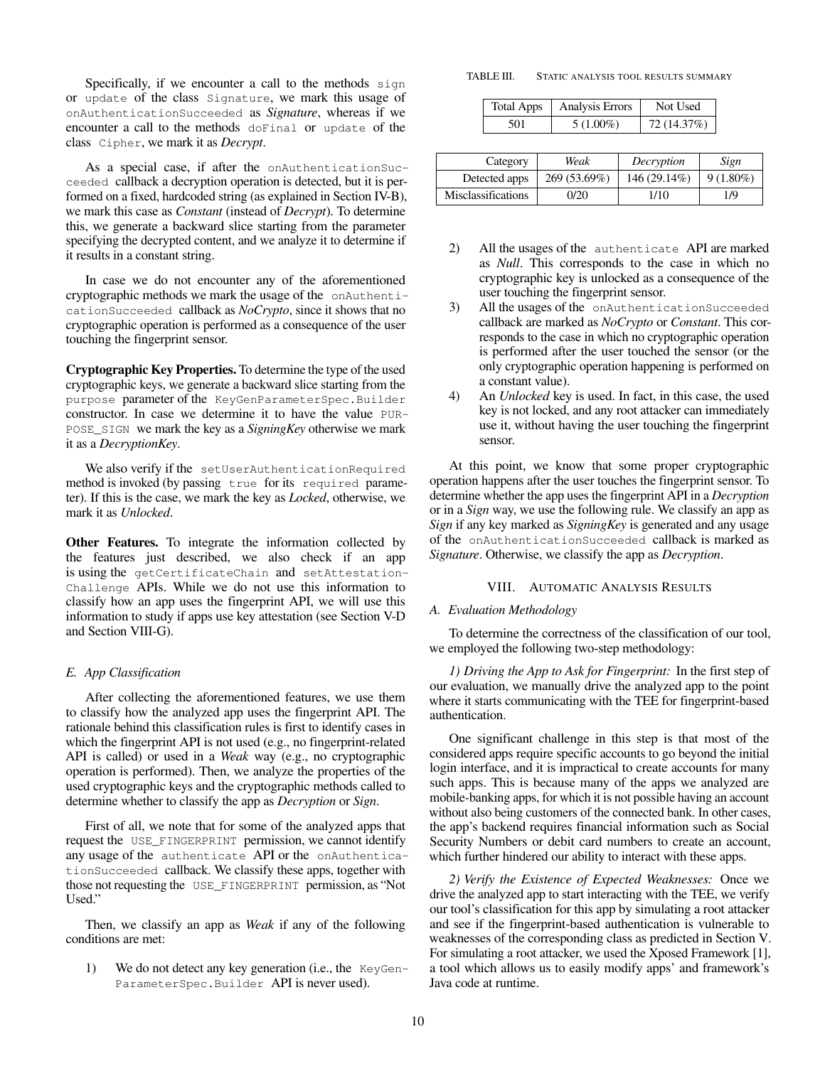Specifically, if we encounter a call to the methods `sign` or `update` of the class `Signature`, we mark this usage of `onAuthenticationSucceeded` as *Signature*, whereas if we encounter a call to the methods `doFinal` or `update` of the class `Cipher`, we mark it as *Decrypt*.

As a special case, if after the `onAuthenticationSucceeded` callback a decryption operation is detected, but it is performed on a fixed, hardcoded string (as explained in Section IV-B), we mark this case as *Constant* (instead of *Decrypt*). To determine this, we generate a backward slice starting from the parameter specifying the decrypted content, and we analyze it to determine if it results in a constant string.

In case we do not encounter any of the aforementioned cryptographic methods we mark the usage of the `onAuthenticationSucceeded` callback as *NoCrypto*, since it shows that no cryptographic operation is performed as a consequence of the user touching the fingerprint sensor.

**Cryptographic Key Properties.** To determine the type of the used cryptographic keys, we generate a backward slice starting from the `purpose` parameter of the `KeyGenParameterSpec.Builder` constructor. In case we determine it to have the value `PURPOSE_SIGN` we mark the key as a *SigningKey* otherwise we mark it as a *DecryptionKey*.

We also verify if the `setUserAuthenticationRequired` method is invoked (by passing `true` for its `required` parameter). If this is the case, we mark the key as *Locked*, otherwise, we mark it as *Unlocked*.

**Other Features.** To integrate the information collected by the features just described, we also check if an app is using the `getCertificateChain` and `setAttestationChallenge` APIs. While we do not use this information to classify how an app uses the fingerprint API, we will use this information to study if apps use key attestation (see Section V-D and Section VIII-G).

### E. App Classification

After collecting the aforementioned features, we use them to classify how the analyzed app uses the fingerprint API. The rationale behind this classification rules is first to identify cases in which the fingerprint API is not used (e.g., no fingerprint-related API is called) or used in a *Weak* way (e.g., no cryptographic operation is performed). Then, we analyze the properties of the used cryptographic keys and the cryptographic methods called to determine whether to classify the app as *Decryption* or *Sign*.

First of all, we note that for some of the analyzed apps that request the `USE_FINGERPRINT` permission, we cannot identify any usage of the `authenticate` API or the `onAuthenticationSucceeded` callback. We classify these apps, together with those not requesting the `USE_FINGERPRINT` permission, as "Not Used."

Then, we classify an app as *Weak* if any of the following conditions are met:

1) We do not detect any key generation (i.e., the `KeyGenParameterSpec.Builder` API is never used).
2) All the usages of the `authenticate` API are marked as *Null*. This corresponds to the case in which no cryptographic key is unlocked as a consequence of the user touching the fingerprint sensor.
3) All the usages of the `onAuthenticationSucceeded` callback are marked as *NoCrypto* or *Constant*. This corresponds to the case in which no cryptographic operation is performed after the user touched the sensor (or the only cryptographic operation happening is performed on a constant value).
4) An *Unlocked* key is used. In fact, in this case, the used key is not locked, and any root attacker can immediately use it, without having the user touching the fingerprint sensor.

At this point, we know that some proper cryptographic operation happens after the user touches the fingerprint sensor. To determine whether the app uses the fingerprint API in a *Decryption* or in a *Sign* way, we use the following rule. We classify an app as *Sign* if any key marked as *SigningKey* is generated and any usage of the `onAuthenticationSucceeded` callback is marked as *Signature*. Otherwise, we classify the app as *Decryption*.

TABLE III. Static analysis tool results summary

| Total Apps | Analysis Errors | Not Used |
|---|---|---|
| 501 | 5 (1.00%) | 72 (14.37%) |

| Category | *Weak* | *Decryption* | *Sign* |
|---|---|---|---|
| Detected apps | 269 (53.69%) | 146 (29.14%) | 9 (1.80%) |
| Misclassifications | 0/20 | 1/10 | 1/9 |

## VIII. Automatic Analysis Results

### A. Evaluation Methodology

To determine the correctness of the classification of our tool, we employed the following two-step methodology:

*1) Driving the App to Ask for Fingerprint:* In the first step of our evaluation, we manually drive the analyzed app to the point where it starts communicating with the TEE for fingerprint-based authentication.

One significant challenge in this step is that most of the considered apps require specific accounts to go beyond the initial login interface, and it is impractical to create accounts for many such apps. This is because many of the apps we analyzed are mobile-banking apps, for which it is not possible having an account without also being customers of the connected bank. In other cases, the app's backend requires financial information such as Social Security Numbers or debit card numbers to create an account, which further hindered our ability to interact with these apps.

*2) Verify the Existence of Expected Weaknesses:* Once we drive the analyzed app to start interacting with the TEE, we verify our tool's classification for this app by simulating a root attacker and see if the fingerprint-based authentication is vulnerable to weaknesses of the corresponding class as predicted in Section V. For simulating a root attacker, we used the Xposed Framework [1], a tool which allows us to easily modify apps' and framework's Java code at runtime.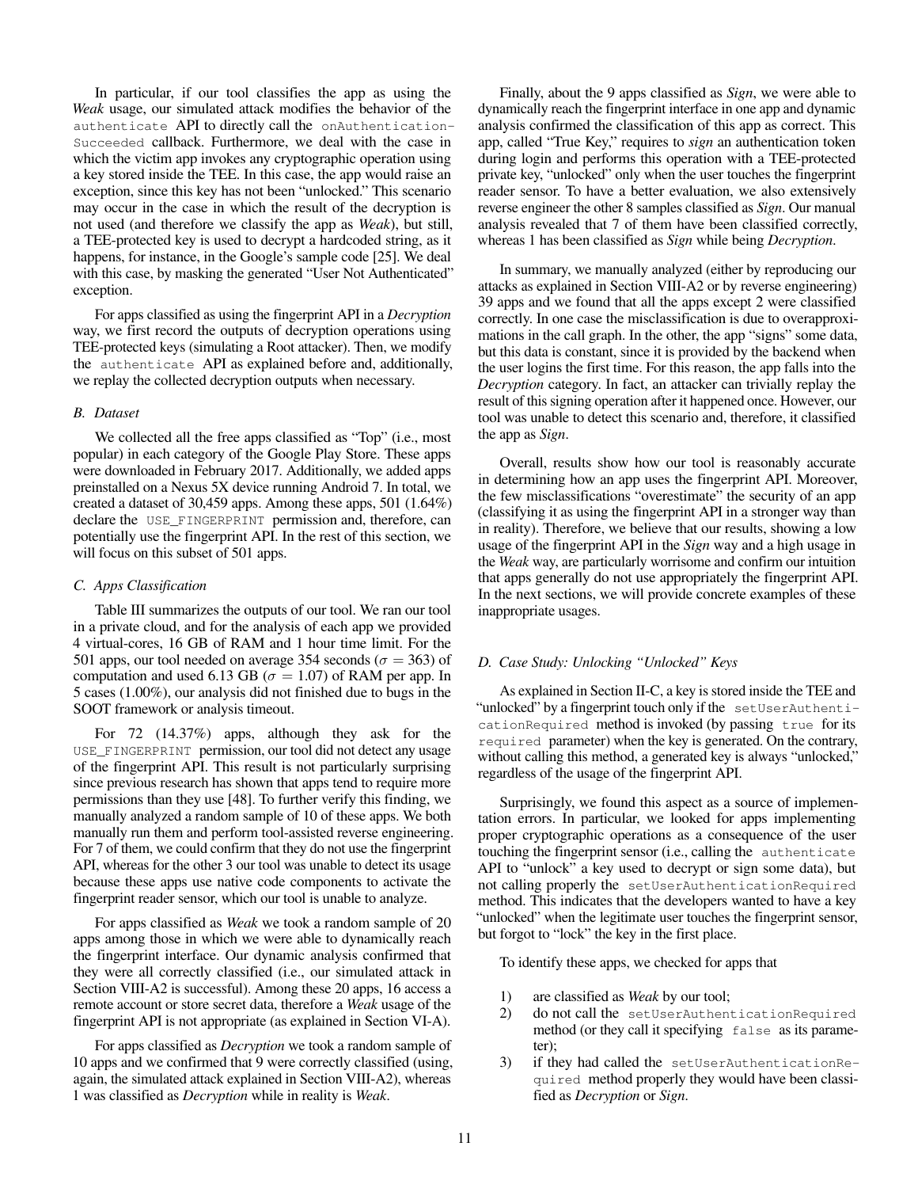In particular, if our tool classifies the app as using the *Weak* usage, our simulated attack modifies the behavior of the `authenticate` API to directly call the `onAuthenticationSucceeded` callback. Furthermore, we deal with the case in which the victim app invokes any cryptographic operation using a key stored inside the TEE. In this case, the app would raise an exception, since this key has not been "unlocked." This scenario may occur in the case in which the result of the decryption is not used (and therefore we classify the app as *Weak*), but still, a TEE-protected key is used to decrypt a hardcoded string, as it happens, for instance, in the Google's sample code [25]. We deal with this case, by masking the generated "User Not Authenticated" exception.

For apps classified as using the fingerprint API in a *Decryption* way, we first record the outputs of decryption operations using TEE-protected keys (simulating a Root attacker). Then, we modify the `authenticate` API as explained before and, additionally, we replay the collected decryption outputs when necessary.

### B. Dataset

We collected all the free apps classified as "Top" (i.e., most popular) in each category of the Google Play Store. These apps were downloaded in February 2017. Additionally, we added apps preinstalled on a Nexus 5X device running Android 7. In total, we created a dataset of 30,459 apps. Among these apps, 501 (1.64%) declare the `USE_FINGERPRINT` permission and, therefore, can potentially use the fingerprint API. In the rest of this section, we will focus on this subset of 501 apps.

### C. Apps Classification

Table III summarizes the outputs of our tool. We ran our tool in a private cloud, and for the analysis of each app we provided 4 virtual-cores, 16 GB of RAM and 1 hour time limit. For the 501 apps, our tool needed on average 354 seconds ($\sigma = 363$) of computation and used 6.13 GB ($\sigma = 1.07$) of RAM per app. In 5 cases (1.00%), our analysis did not finished due to bugs in the SOOT framework or analysis timeout.

For 72 (14.37%) apps, although they ask for the `USE_FINGERPRINT` permission, our tool did not detect any usage of the fingerprint API. This result is not particularly surprising since previous research has shown that apps tend to require more permissions than they use [48]. To further verify this finding, we manually analyzed a random sample of 10 of these apps. We both manually run them and perform tool-assisted reverse engineering. For 7 of them, we could confirm that they do not use the fingerprint API, whereas for the other 3 our tool was unable to detect its usage because these apps use native code components to activate the fingerprint reader sensor, which our tool is unable to analyze.

For apps classified as *Weak* we took a random sample of 20 apps among those in which we were able to dynamically reach the fingerprint interface. Our dynamic analysis confirmed that they were all correctly classified (i.e., our simulated attack in Section VIII-A2 is successful). Among these 20 apps, 16 access a remote account or store secret data, therefore a *Weak* usage of the fingerprint API is not appropriate (as explained in Section VI-A).

For apps classified as *Decryption* we took a random sample of 10 apps and we confirmed that 9 were correctly classified (using, again, the simulated attack explained in Section VIII-A2), whereas 1 was classified as *Decryption* while in reality is *Weak*.

Finally, about the 9 apps classified as *Sign*, we were able to dynamically reach the fingerprint interface in one app and dynamic analysis confirmed the classification of this app as correct. This app, called "True Key," requires to *sign* an authentication token during login and performs this operation with a TEE-protected private key, "unlocked" only when the user touches the fingerprint reader sensor. To have a better evaluation, we also extensively reverse engineer the other 8 samples classified as *Sign*. Our manual analysis revealed that 7 of them have been classified correctly, whereas 1 has been classified as *Sign* while being *Decryption*.

In summary, we manually analyzed (either by reproducing our attacks as explained in Section VIII-A2 or by reverse engineering) 39 apps and we found that all the apps except 2 were classified correctly. In one case the misclassification is due to overapproximations in the call graph. In the other, the app "signs" some data, but this data is constant, since it is provided by the backend when the user logins the first time. For this reason, the app falls into the *Decryption* category. In fact, an attacker can trivially replay the result of this signing operation after it happened once. However, our tool was unable to detect this scenario and, therefore, it classified the app as *Sign*.

Overall, results show how our tool is reasonably accurate in determining how an app uses the fingerprint API. Moreover, the few misclassifications "overestimate" the security of an app (classifying it as using the fingerprint API in a stronger way than in reality). Therefore, we believe that our results, showing a low usage of the fingerprint API in the *Sign* way and a high usage in the *Weak* way, are particularly worrisome and confirm our intuition that apps generally do not use appropriately the fingerprint API. In the next sections, we will provide concrete examples of these inappropriate usages.

### D. Case Study: Unlocking "Unlocked" Keys

As explained in Section II-C, a key is stored inside the TEE and "unlocked" by a fingerprint touch only if the `setUserAuthenticationRequired` method is invoked (by passing `true` for its `required` parameter) when the key is generated. On the contrary, without calling this method, a generated key is always "unlocked," regardless of the usage of the fingerprint API.

Surprisingly, we found this aspect as a source of implementation errors. In particular, we looked for apps implementing proper cryptographic operations as a consequence of the user touching the fingerprint sensor (i.e., calling the `authenticate` API to "unlock" a key used to decrypt or sign some data), but not calling properly the `setUserAuthenticationRequired` method. This indicates that the developers wanted to have a key "unlocked" when the legitimate user touches the fingerprint sensor, but forgot to "lock" the key in the first place.

To identify these apps, we checked for apps that

1) are classified as *Weak* by our tool;
2) do not call the `setUserAuthenticationRequired` method (or they call it specifying `false` as its parameter);
3) if they had called the `setUserAuthenticationRequired` method properly they would have been classified as *Decryption* or *Sign*.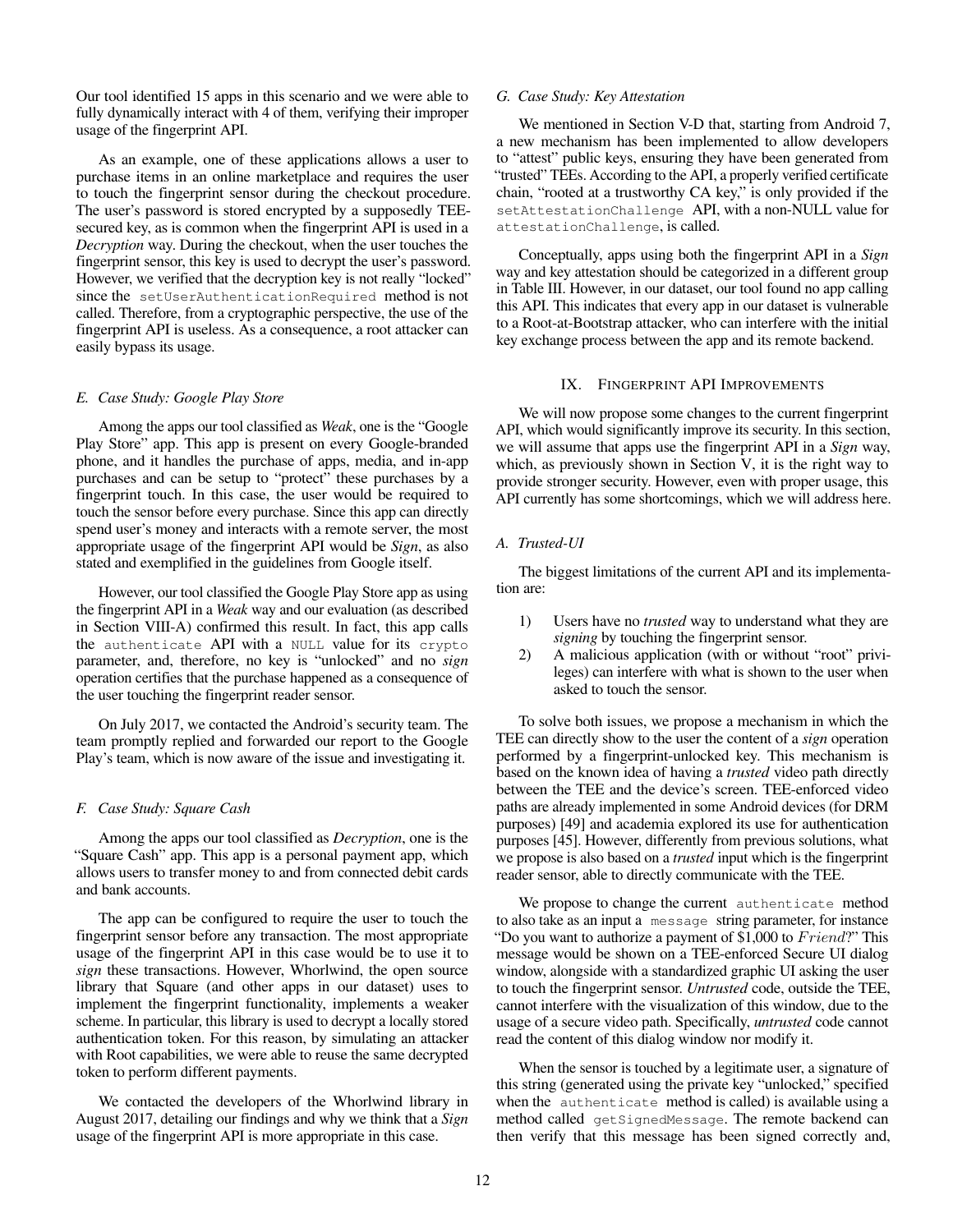Our tool identified 15 apps in this scenario and we were able to fully dynamically interact with 4 of them, verifying their improper usage of the fingerprint API.

As an example, one of these applications allows a user to purchase items in an online marketplace and requires the user to touch the fingerprint sensor during the checkout procedure. The user's password is stored encrypted by a supposedly TEE-secured key, as is common when the fingerprint API is used in a *Decryption* way. During the checkout, when the user touches the fingerprint sensor, this key is used to decrypt the user's password. However, we verified that the decryption key is not really "locked" since the `setUserAuthenticationRequired` method is not called. Therefore, from a cryptographic perspective, the use of the fingerprint API is useless. As a consequence, a root attacker can easily bypass its usage.

### E. Case Study: Google Play Store

Among the apps our tool classified as *Weak*, one is the "Google Play Store" app. This app is present on every Google-branded phone, and it handles the purchase of apps, media, and in-app purchases and can be setup to "protect" these purchases by a fingerprint touch. In this case, the user would be required to touch the sensor before every purchase. Since this app can directly spend user's money and interacts with a remote server, the most appropriate usage of the fingerprint API would be *Sign*, as also stated and exemplified in the guidelines from Google itself.

However, our tool classified the Google Play Store app as using the fingerprint API in a *Weak* way and our evaluation (as described in Section VIII-A) confirmed this result. In fact, this app calls the `authenticate` API with a `NULL` value for its `crypto` parameter, and, therefore, no key is "unlocked" and no *sign* operation certifies that the purchase happened as a consequence of the user touching the fingerprint reader sensor.

On July 2017, we contacted the Android's security team. The team promptly replied and forwarded our report to the Google Play's team, which is now aware of the issue and investigating it.

### F. Case Study: Square Cash

Among the apps our tool classified as *Decryption*, one is the "Square Cash" app. This app is a personal payment app, which allows users to transfer money to and from connected debit cards and bank accounts.

The app can be configured to require the user to touch the fingerprint sensor before any transaction. The most appropriate usage of the fingerprint API in this case would be to use it to *sign* these transactions. However, Whorlwind, the open source library that Square (and other apps in our dataset) uses to implement the fingerprint functionality, implements a weaker scheme. In particular, this library is used to decrypt a locally stored authentication token. For this reason, by simulating an attacker with Root capabilities, we were able to reuse the same decrypted token to perform different payments.

We contacted the developers of the Whorlwind library in August 2017, detailing our findings and why we think that a *Sign* usage of the fingerprint API is more appropriate in this case.

### G. Case Study: Key Attestation

We mentioned in Section V-D that, starting from Android 7, a new mechanism has been implemented to allow developers to "attest" public keys, ensuring they have been generated from "trusted" TEEs. According to the API, a properly verified certificate chain, "rooted at a trustworthy CA key," is only provided if the `setAttestationChallenge` API, with a non-NULL value for `attestationChallenge`, is called.

Conceptually, apps using both the fingerprint API in a *Sign* way and key attestation should be categorized in a different group in Table III. However, in our dataset, our tool found no app calling this API. This indicates that every app in our dataset is vulnerable to a Root-at-Bootstrap attacker, who can interfere with the initial key exchange process between the app and its remote backend.

## IX. Fingerprint API Improvements

We will now propose some changes to the current fingerprint API, which would significantly improve its security. In this section, we will assume that apps use the fingerprint API in a *Sign* way, which, as previously shown in Section V, it is the right way to provide stronger security. However, even with proper usage, this API currently has some shortcomings, which we will address here.

### A. Trusted-UI

The biggest limitations of the current API and its implementation are:

1) Users have no *trusted* way to understand what they are *signing* by touching the fingerprint sensor.
2) A malicious application (with or without "root" privileges) can interfere with what is shown to the user when asked to touch the sensor.

To solve both issues, we propose a mechanism in which the TEE can directly show to the user the content of a *sign* operation performed by a fingerprint-unlocked key. This mechanism is based on the known idea of having a *trusted* video path directly between the TEE and the device's screen. TEE-enforced video paths are already implemented in some Android devices (for DRM purposes) [49] and academia explored its use for authentication purposes [45]. However, differently from previous solutions, what we propose is also based on a *trusted* input which is the fingerprint reader sensor, able to directly communicate with the TEE.

We propose to change the current `authenticate` method to also take as an input a `message` string parameter, for instance "Do you want to authorize a payment of \$1,000 to $Friend$?" This message would be shown on a TEE-enforced Secure UI dialog window, alongside with a standardized graphic UI asking the user to touch the fingerprint sensor. *Untrusted* code, outside the TEE, cannot interfere with the visualization of this window, due to the usage of a secure video path. Specifically, *untrusted* code cannot read the content of this dialog window nor modify it.

When the sensor is touched by a legitimate user, a signature of this string (generated using the private key "unlocked," specified when the `authenticate` method is called) is available using a method called `getSignedMessage`. The remote backend can then verify that this message has been signed correctly and,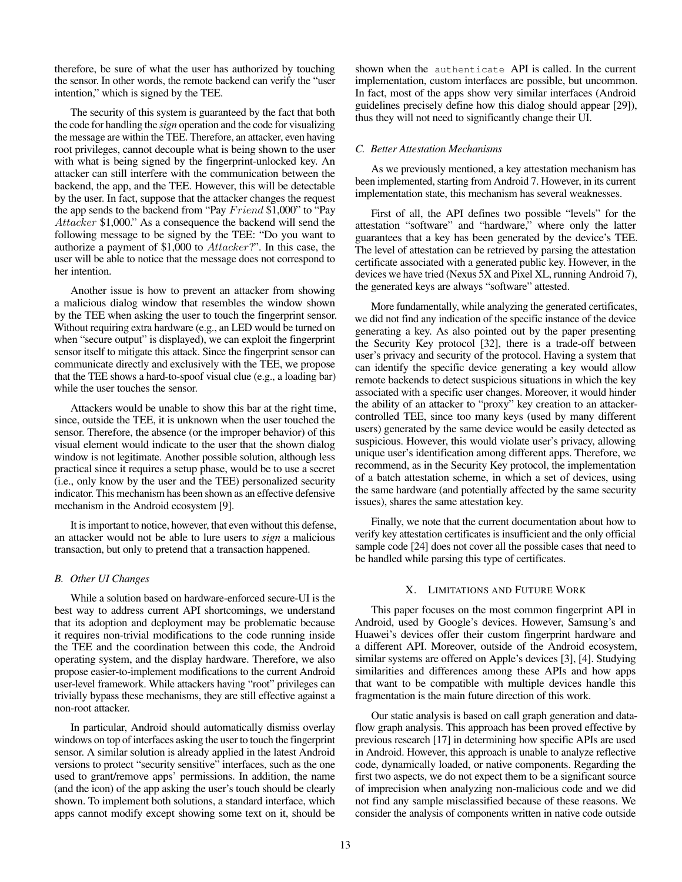therefore, be sure of what the user has authorized by touching the sensor. In other words, the remote backend can verify the "user intention," which is signed by the TEE.

The security of this system is guaranteed by the fact that both the code for handling the *sign* operation and the code for visualizing the message are within the TEE. Therefore, an attacker, even having root privileges, cannot decouple what is being shown to the user with what is being signed by the fingerprint-unlocked key. An attacker can still interfere with the communication between the backend, the app, and the TEE. However, this will be detectable by the user. In fact, suppose that the attacker changes the request the app sends to the backend from "Pay $Friend$ \$1,000" to "Pay $Attacker$ \$1,000." As a consequence the backend will send the following message to be signed by the TEE: "Do you want to authorize a payment of \$1,000 to $Attacker$?". In this case, the user will be able to notice that the message does not correspond to her intention.

Another issue is how to prevent an attacker from showing a malicious dialog window that resembles the window shown by the TEE when asking the user to touch the fingerprint sensor. Without requiring extra hardware (e.g., an LED would be turned on when "secure output" is displayed), we can exploit the fingerprint sensor itself to mitigate this attack. Since the fingerprint sensor can communicate directly and exclusively with the TEE, we propose that the TEE shows a hard-to-spoof visual clue (e.g., a loading bar) while the user touches the sensor.

Attackers would be unable to show this bar at the right time, since, outside the TEE, it is unknown when the user touched the sensor. Therefore, the absence (or the improper behavior) of this visual element would indicate to the user that the shown dialog window is not legitimate. Another possible solution, although less practical since it requires a setup phase, would be to use a secret (i.e., only know by the user and the TEE) personalized security indicator. This mechanism has been shown as an effective defensive mechanism in the Android ecosystem [9].

It is important to notice, however, that even without this defense, an attacker would not be able to lure users to *sign* a malicious transaction, but only to pretend that a transaction happened.

### B. Other UI Changes

While a solution based on hardware-enforced secure-UI is the best way to address current API shortcomings, we understand that its adoption and deployment may be problematic because it requires non-trivial modifications to the code running inside the TEE and the coordination between this code, the Android operating system, and the display hardware. Therefore, we also propose easier-to-implement modifications to the current Android user-level framework. While attackers having "root" privileges can trivially bypass these mechanisms, they are still effective against a non-root attacker.

In particular, Android should automatically dismiss overlay windows on top of interfaces asking the user to touch the fingerprint sensor. A similar solution is already applied in the latest Android versions to protect "security sensitive" interfaces, such as the one used to grant/remove apps' permissions. In addition, the name (and the icon) of the app asking the user's touch should be clearly shown. To implement both solutions, a standard interface, which apps cannot modify except showing some text on it, should be shown when the `authenticate` API is called. In the current implementation, custom interfaces are possible, but uncommon. In fact, most of the apps show very similar interfaces (Android guidelines precisely define how this dialog should appear [29]), thus they will not need to significantly change their UI.

### C. Better Attestation Mechanisms

As we previously mentioned, a key attestation mechanism has been implemented, starting from Android 7. However, in its current implementation state, this mechanism has several weaknesses.

First of all, the API defines two possible "levels" for the attestation "software" and "hardware," where only the latter guarantees that a key has been generated by the device's TEE. The level of attestation can be retrieved by parsing the attestation certificate associated with a generated public key. However, in the devices we have tried (Nexus 5X and Pixel XL, running Android 7), the generated keys are always "software" attested.

More fundamentally, while analyzing the generated certificates, we did not find any indication of the specific instance of the device generating a key. As also pointed out by the paper presenting the Security Key protocol [32], there is a trade-off between user's privacy and security of the protocol. Having a system that can identify the specific device generating a key would allow remote backends to detect suspicious situations in which the key associated with a specific user changes. Moreover, it would hinder the ability of an attacker to "proxy" key creation to an attacker-controlled TEE, since too many keys (used by many different users) generated by the same device would be easily detected as suspicious. However, this would violate user's privacy, allowing unique user's identification among different apps. Therefore, we recommend, as in the Security Key protocol, the implementation of a batch attestation scheme, in which a set of devices, using the same hardware (and potentially affected by the same security issues), shares the same attestation key.

Finally, we note that the current documentation about how to verify key attestation certificates is insufficient and the only official sample code [24] does not cover all the possible cases that need to be handled while parsing this type of certificates.

## X. Limitations and Future Work

This paper focuses on the most common fingerprint API in Android, used by Google's devices. However, Samsung's and Huawei's devices offer their custom fingerprint hardware and a different API. Moreover, outside of the Android ecosystem, similar systems are offered on Apple's devices [3], [4]. Studying similarities and differences among these APIs and how apps that want to be compatible with multiple devices handle this fragmentation is the main future direction of this work.

Our static analysis is based on call graph generation and data-flow graph analysis. This approach has been proved effective by previous research [17] in determining how specific APIs are used in Android. However, this approach is unable to analyze reflective code, dynamically loaded, or native components. Regarding the first two aspects, we do not expect them to be a significant source of imprecision when analyzing non-malicious code and we did not find any sample misclassified because of these reasons. We consider the analysis of components written in native code outside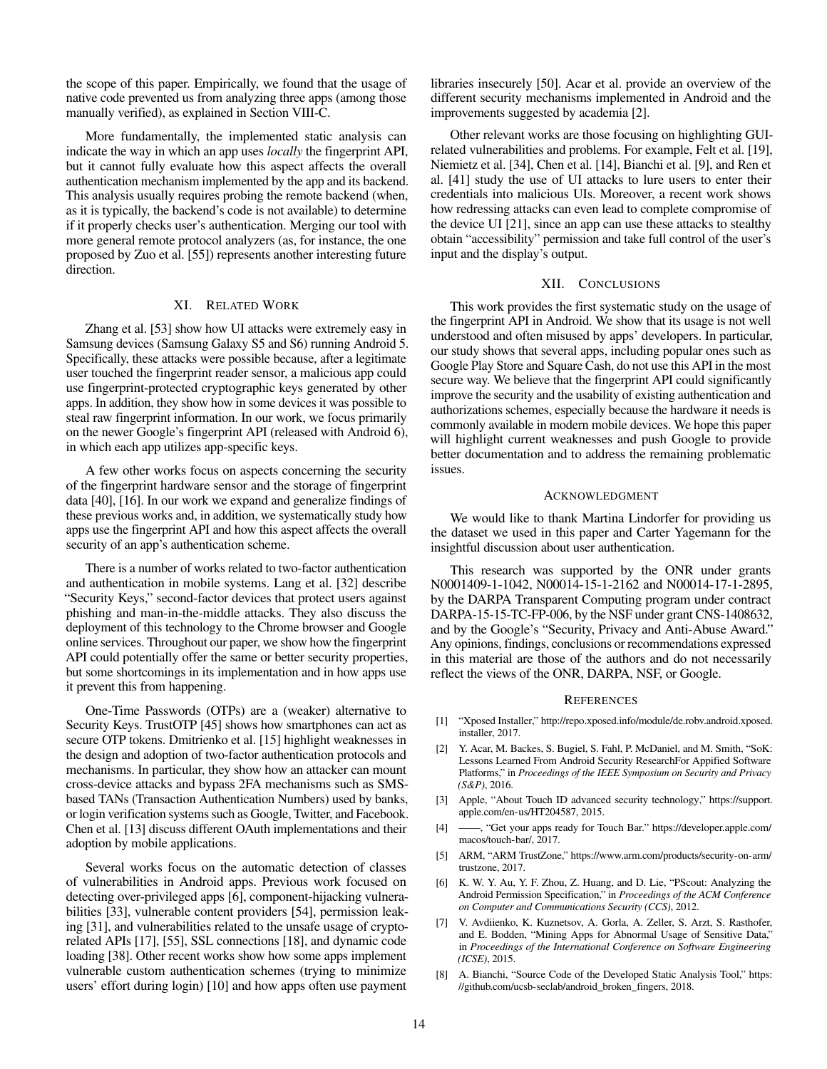the scope of this paper. Empirically, we found that the usage of native code prevented us from analyzing three apps (among those manually verified), as explained in Section VIII-C.

More fundamentally, the implemented static analysis can indicate the way in which an app uses *locally* the fingerprint API, but it cannot fully evaluate how this aspect affects the overall authentication mechanism implemented by the app and its backend. This analysis usually requires probing the remote backend (when, as it is typically, the backend's code is not available) to determine if it properly checks user's authentication. Merging our tool with more general remote protocol analyzers (as, for instance, the one proposed by Zuo et al. [55]) represents another interesting future direction.

## XI. Related Work

Zhang et al. [53] show how UI attacks were extremely easy in Samsung devices (Samsung Galaxy S5 and S6) running Android 5. Specifically, these attacks were possible because, after a legitimate user touched the fingerprint reader sensor, a malicious app could use fingerprint-protected cryptographic keys generated by other apps. In addition, they show how in some devices it was possible to steal raw fingerprint information. In our work, we focus primarily on the newer Google's fingerprint API (released with Android 6), in which each app utilizes app-specific keys.

A few other works focus on aspects concerning the security of the fingerprint hardware sensor and the storage of fingerprint data [40], [16]. In our work we expand and generalize findings of these previous works and, in addition, we systematically study how apps use the fingerprint API and how this aspect affects the overall security of an app's authentication scheme.

There is a number of works related to two-factor authentication and authentication in mobile systems. Lang et al. [32] describe "Security Keys," second-factor devices that protect users against phishing and man-in-the-middle attacks. They also discuss the deployment of this technology to the Chrome browser and Google online services. Throughout our paper, we show how the fingerprint API could potentially offer the same or better security properties, but some shortcomings in its implementation and in how apps use it prevent this from happening.

One-Time Passwords (OTPs) are a (weaker) alternative to Security Keys. TrustOTP [45] shows how smartphones can act as secure OTP tokens. Dmitrienko et al. [15] highlight weaknesses in the design and adoption of two-factor authentication protocols and mechanisms. In particular, they show how an attacker can mount cross-device attacks and bypass 2FA mechanisms such as SMS-based TANs (Transaction Authentication Numbers) used by banks, or login verification systems such as Google, Twitter, and Facebook. Chen et al. [13] discuss different OAuth implementations and their adoption by mobile applications.

Several works focus on the automatic detection of classes of vulnerabilities in Android apps. Previous work focused on detecting over-privileged apps [6], component-hijacking vulnerabilities [33], vulnerable content providers [54], permission leaking [31], and vulnerabilities related to the unsafe usage of crypto-related APIs [17], [55], SSL connections [18], and dynamic code loading [38]. Other recent works show how some apps implement vulnerable custom authentication schemes (trying to minimize users' effort during login) [10] and how apps often use payment libraries insecurely [50]. Acar et al. provide an overview of the different security mechanisms implemented in Android and the improvements suggested by academia [2].

Other relevant works are those focusing on highlighting GUI-related vulnerabilities and problems. For example, Felt et al. [19], Niemietz et al. [34], Chen et al. [14], Bianchi et al. [9], and Ren et al. [41] study the use of UI attacks to lure users to enter their credentials into malicious UIs. Moreover, a recent work shows how redressing attacks can even lead to complete compromise of the device UI [21], since an app can use these attacks to stealthy obtain "accessibility" permission and take full control of the user's input and the display's output.

## XII. Conclusions

This work provides the first systematic study on the usage of the fingerprint API in Android. We show that its usage is not well understood and often misused by apps' developers. In particular, our study shows that several apps, including popular ones such as Google Play Store and Square Cash, do not use this API in the most secure way. We believe that the fingerprint API could significantly improve the security and the usability of existing authentication and authorizations schemes, especially because the hardware it needs is commonly available in modern mobile devices. We hope this paper will highlight current weaknesses and push Google to provide better documentation and to address the remaining problematic issues.

## Acknowledgment

We would like to thank Martina Lindorfer for providing us the dataset we used in this paper and Carter Yagemann for the insightful discussion about user authentication.

This research was supported by the ONR under grants N0001409-1-1042, N00014-15-1-2162 and N00014-17-1-2895, by the DARPA Transparent Computing program under contract DARPA-15-15-TC-FP-006, by the NSF under grant CNS-1408632, and by the Google's "Security, Privacy and Anti-Abuse Award." Any opinions, findings, conclusions or recommendations expressed in this material are those of the authors and do not necessarily reflect the views of the ONR, DARPA, NSF, or Google.

## References

[1] "Xposed Installer," http://repo.xposed.info/module/de.robv.android.xposed.installer, 2017.

[2] Y. Acar, M. Backes, S. Bugiel, S. Fahl, P. McDaniel, and M. Smith, "SoK: Lessons Learned From Android Security ResearchFor Appified Software Platforms," in *Proceedings of the IEEE Symposium on Security and Privacy (S&P)*, 2016.

[3] Apple, "About Touch ID advanced security technology," https://support.apple.com/en-us/HT204587, 2015.

[4] ——, "Get your apps ready for Touch Bar." https://developer.apple.com/macos/touch-bar/, 2017.

[5] ARM, "ARM TrustZone," https://www.arm.com/products/security-on-arm/trustzone, 2017.

[6] K. W. Y. Au, Y. F. Zhou, Z. Huang, and D. Lie, "PScout: Analyzing the Android Permission Specification," in *Proceedings of the ACM Conference on Computer and Communications Security (CCS)*, 2012.

[7] V. Avdiienko, K. Kuznetsov, A. Gorla, A. Zeller, S. Arzt, S. Rasthofer, and E. Bodden, "Mining Apps for Abnormal Usage of Sensitive Data," in *Proceedings of the International Conference on Software Engineering (ICSE)*, 2015.

[8] A. Bianchi, "Source Code of the Developed Static Analysis Tool," https://github.com/ucsb-seclab/android_broken_fingers, 2018.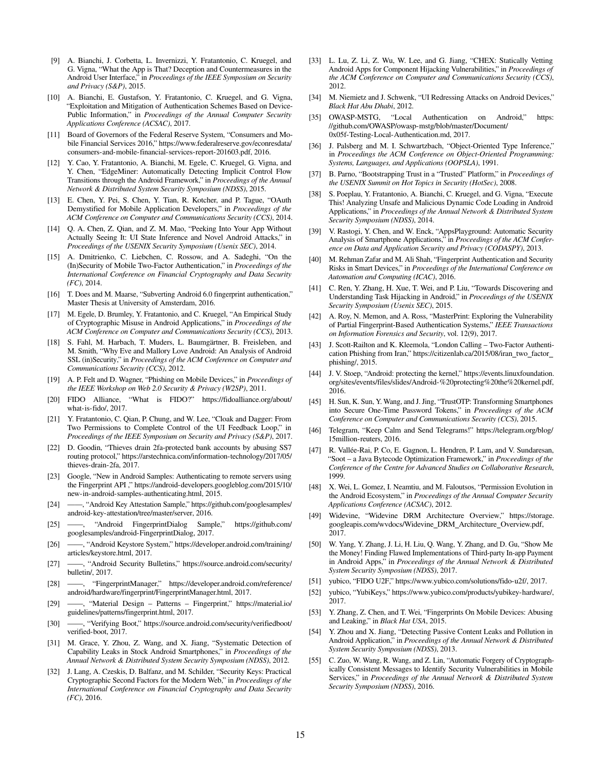[9] A. Bianchi, J. Corbetta, L. Invernizzi, Y. Fratantonio, C. Kruegel, and G. Vigna, "What the App is That? Deception and Countermeasures in the Android User Interface," in *Proceedings of the IEEE Symposium on Security and Privacy (S&P)*, 2015.

[10] A. Bianchi, E. Gustafson, Y. Fratantonio, C. Kruegel, and G. Vigna, "Exploitation and Mitigation of Authentication Schemes Based on Device-Public Information," in *Proceedings of the Annual Computer Security Applications Conference (ACSAC)*, 2017.

[11] Board of Governors of the Federal Reserve System, "Consumers and Mobile Financial Services 2016," https://www.federalreserve.gov/econresdata/consumers-and-mobile-financial-services-report-201603.pdf, 2016.

[12] Y. Cao, Y. Fratantonio, A. Bianchi, M. Egele, C. Kruegel, G. Vigna, and Y. Chen, "EdgeMiner: Automatically Detecting Implicit Control Flow Transitions through the Android Framework," in *Proceedings of the Annual Network & Distributed System Security Symposium (NDSS)*, 2015.

[13] E. Chen, Y. Pei, S. Chen, Y. Tian, R. Kotcher, and P. Tague, "OAuth Demystified for Mobile Application Developers," in *Proceedings of the ACM Conference on Computer and Communications Security (CCS)*, 2014.

[14] Q. A. Chen, Z. Qian, and Z. M. Mao, "Peeking Into Your App Without Actually Seeing It: UI State Inference and Novel Android Attacks," in *Proceedings of the USENIX Security Symposium (Usenix SEC)*, 2014.

[15] A. Dmitrienko, C. Liebchen, C. Rossow, and A. Sadeghi, "On the (In)Security of Mobile Two-Factor Authentication," in *Proceedings of the International Conference on Financial Cryptography and Data Security (FC)*, 2014.

[16] T. Does and M. Maarse, "Subverting Android 6.0 fingerprint authentication," Master Thesis at University of Amsterdam, 2016.

[17] M. Egele, D. Brumley, Y. Fratantonio, and C. Kruegel, "An Empirical Study of Cryptographic Misuse in Android Applications," in *Proceedings of the ACM Conference on Computer and Communications Security (CCS)*, 2013.

[18] S. Fahl, M. Harbach, T. Muders, L. Baumgärtner, B. Freisleben, and M. Smith, "Why Eve and Mallory Love Android: An Analysis of Android SSL (in)Security," in *Proceedings of the ACM Conference on Computer and Communications Security (CCS)*, 2012.

[19] A. P. Felt and D. Wagner, "Phishing on Mobile Devices," in *Proceedings of the IEEE Workshop on Web 2.0 Security & Privacy (W2SP)*, 2011.

[20] FIDO Alliance, "What is FIDO?" https://fidoalliance.org/about/what-is-fido/, 2017.

[21] Y. Fratantonio, C. Qian, P. Chung, and W. Lee, "Cloak and Dagger: From Two Permissions to Complete Control of the UI Feedback Loop," in *Proceedings of the IEEE Symposium on Security and Privacy (S&P)*, 2017.

[22] D. Goodin, "Thieves drain 2fa-protected bank accounts by abusing SS7 routing protocol," https://arstechnica.com/information-technology/2017/05/thieves-drain-2fa, 2017.

[23] Google, "New in Android Samples: Authenticating to remote servers using the Fingerprint API ," https://android-developers.googleblog.com/2015/10/new-in-android-samples-authenticating.html, 2015.

[24] ——, "Android Key Attestation Sample," https://github.com/googlesamples/android-key-attestation/tree/master/server, 2016.

[25] ——, "Android FingerprintDialog Sample," https://github.com/googlesamples/android-FingerprintDialog, 2017.

[26] ——, "Android Keystore System," https://developer.android.com/training/articles/keystore.html, 2017.

[27] ——, "Android Security Bulletins," https://source.android.com/security/bulletin/, 2017.

[28] ——, "FingerprintManager," https://developer.android.com/reference/android/hardware/fingerprint/FingerprintManager.html, 2017.

[29] ——, "Material Design – Patterns – Fingerprint," https://material.io/guidelines/patterns/fingerprint.html, 2017.

[30] ——, "Verifying Boot," https://source.android.com/security/verifiedboot/verified-boot, 2017.

[31] M. Grace, Y. Zhou, Z. Wang, and X. Jiang, "Systematic Detection of Capability Leaks in Stock Android Smartphones," in *Proceedings of the Annual Network & Distributed System Security Symposium (NDSS)*, 2012.

[32] J. Lang, A. Czeskis, D. Balfanz, and M. Schilder, "Security Keys: Practical Cryptographic Second Factors for the Modern Web," in *Proceedings of the International Conference on Financial Cryptography and Data Security (FC)*, 2016.

[33] L. Lu, Z. Li, Z. Wu, W. Lee, and G. Jiang, "CHEX: Statically Vetting Android Apps for Component Hijacking Vulnerabilities," in *Proceedings of the ACM Conference on Computer and Communications Security (CCS)*, 2012.

[34] M. Niemietz and J. Schwenk, "UI Redressing Attacks on Android Devices," *Black Hat Abu Dhabi*, 2012.

[35] OWASP-MSTG, "Local Authentication on Android," https://github.com/OWASP/owasp-mstg/blob/master/Document/0x05f-Testing-Local-Authentication.md, 2017.

[36] J. Palsberg and M. I. Schwartzbach, "Object-Oriented Type Inference," in *Proceedings the ACM Conference on Object-Oriented Programming: Systems, Languages, and Applications (OOPSLA)*, 1991.

[37] B. Parno, "Bootstrapping Trust in a "Trusted" Platform," in *Proceedings of the USENIX Summit on Hot Topics in Security (HotSec)*, 2008.

[38] S. Poeplau, Y. Fratantonio, A. Bianchi, C. Kruegel, and G. Vigna, "Execute This! Analyzing Unsafe and Malicious Dynamic Code Loading in Android Applications," in *Proceedings of the Annual Network & Distributed System Security Symposium (NDSS)*, 2014.

[39] V. Rastogi, Y. Chen, and W. Enck, "AppsPlayground: Automatic Security Analysis of Smartphone Applications," in *Proceedings of the ACM Conference on Data and Application Security and Privacy (CODASPY)*, 2013.

[40] M. Rehman Zafar and M. Ali Shah, "Fingerprint Authentication and Security Risks in Smart Devices," in *Proceedings of the International Conference on Automation and Computing (ICAC)*, 2016.

[41] C. Ren, Y. Zhang, H. Xue, T. Wei, and P. Liu, "Towards Discovering and Understanding Task Hijacking in Android," in *Proceedings of the USENIX Security Symposium (Usenix SEC)*, 2015.

[42] A. Roy, N. Memon, and A. Ross, "MasterPrint: Exploring the Vulnerability of Partial Fingerprint-Based Authentication Systems," *IEEE Transactions on Information Forensics and Security*, vol. 12(9), 2017.

[43] J. Scott-Railton and K. Kleemola, "London Calling – Two-Factor Authentication Phishing from Iran," https://citizenlab.ca/2015/08/iran_two_factor_phishing/, 2015.

[44] J. V. Stoep, "Android: protecting the kernel," https://events.linuxfoundation.org/sites/events/files/slides/Android-%20protecting%20the%20kernel.pdf, 2016.

[45] H. Sun, K. Sun, Y. Wang, and J. Jing, "TrustOTP: Transforming Smartphones into Secure One-Time Password Tokens," in *Proceedings of the ACM Conference on Computer and Communications Security (CCS)*, 2015.

[46] Telegram, "Keep Calm and Send Telegrams!" https://telegram.org/blog/15million-reuters, 2016.

[47] R. Vallée-Rai, P. Co, E. Gagnon, L. Hendren, P. Lam, and V. Sundaresan, "Soot – a Java Bytecode Optimization Framework," in *Proceedings of the Conference of the Centre for Advanced Studies on Collaborative Research*, 1999.

[48] X. Wei, L. Gomez, I. Neamtiu, and M. Faloutsos, "Permission Evolution in the Android Ecosystem," in *Proceedings of the Annual Computer Security Applications Conference (ACSAC)*, 2012.

[49] Widevine, "Widevine DRM Architecture Overview," https://storage.googleapis.com/wvdocs/Widevine_DRM_Architecture_Overview.pdf, 2017.

[50] W. Yang, Y. Zhang, J. Li, H. Liu, Q. Wang, Y. Zhang, and D. Gu, "Show Me the Money! Finding Flawed Implementations of Third-party In-app Payment in Android Apps," in *Proceedings of the Annual Network & Distributed System Security Symposium (NDSS)*, 2017.

[51] yubico, "FIDO U2F," https://www.yubico.com/solutions/fido-u2f/, 2017.

[52] yubico, "YubiKeys," https://www.yubico.com/products/yubikey-hardware/, 2017.

[53] Y. Zhang, Z. Chen, and T. Wei, "Fingerprints On Mobile Devices: Abusing and Leaking," in *Black Hat USA*, 2015.

[54] Y. Zhou and X. Jiang, "Detecting Passive Content Leaks and Pollution in Android Application," in *Proceedings of the Annual Network & Distributed System Security Symposium (NDSS)*, 2013.

[55] C. Zuo, W. Wang, R. Wang, and Z. Lin, "Automatic Forgery of Cryptographically Consistent Messages to Identify Security Vulnerabilities in Mobile Services," in *Proceedings of the Annual Network & Distributed System Security Symposium (NDSS)*, 2016.